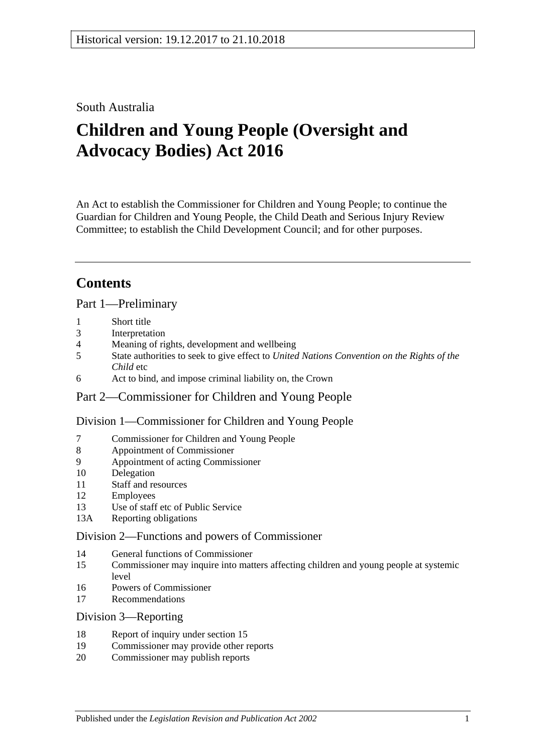Historical version: 19.12.2017 to 21.10.2018

South Australia

# Children and Young People (Oversight and Advocacy Bodies) Act 2016

An Act to establish the Commissioner for Children and Young People; to continue the Guardian for Children and Young People, the Child Death and Serious Injury Review Committee; to establish the Child Development Council; and for other purposes.

## Contents

### Part 1—Preliminary

1 Short title
3 Interpretation
4 Meaning of rights, development and wellbeing
5 State authorities to seek to give effect to *United Nations Convention on the Rights of the Child* etc
6 Act to bind, and impose criminal liability on, the Crown

### Part 2—Commissioner for Children and Young People

#### Division 1—Commissioner for Children and Young People

7 Commissioner for Children and Young People
8 Appointment of Commissioner
9 Appointment of acting Commissioner
10 Delegation
11 Staff and resources
12 Employees
13 Use of staff etc of Public Service
13A Reporting obligations

#### Division 2—Functions and powers of Commissioner

14 General functions of Commissioner
15 Commissioner may inquire into matters affecting children and young people at systemic level
16 Powers of Commissioner
17 Recommendations

#### Division 3—Reporting

18 Report of inquiry under section 15
19 Commissioner may provide other reports
20 Commissioner may publish reports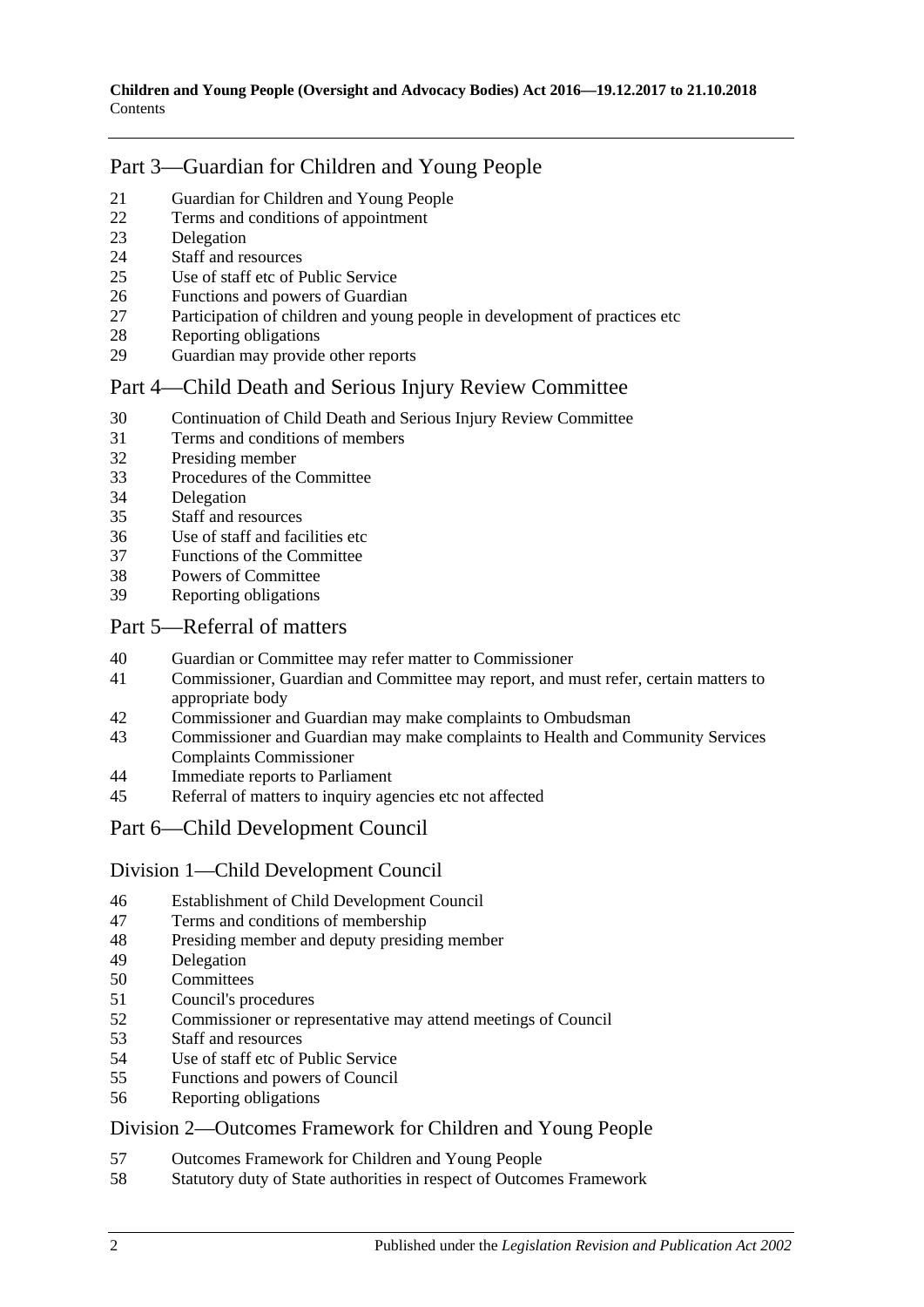## Part 3—Guardian for Children and Young People

21 Guardian for Children and Young People
22 Terms and conditions of appointment
23 Delegation
24 Staff and resources
25 Use of staff etc of Public Service
26 Functions and powers of Guardian
27 Participation of children and young people in development of practices etc
28 Reporting obligations
29 Guardian may provide other reports

## Part 4—Child Death and Serious Injury Review Committee

30 Continuation of Child Death and Serious Injury Review Committee
31 Terms and conditions of members
32 Presiding member
33 Procedures of the Committee
34 Delegation
35 Staff and resources
36 Use of staff and facilities etc
37 Functions of the Committee
38 Powers of Committee
39 Reporting obligations

## Part 5—Referral of matters

40 Guardian or Committee may refer matter to Commissioner
41 Commissioner, Guardian and Committee may report, and must refer, certain matters to appropriate body
42 Commissioner and Guardian may make complaints to Ombudsman
43 Commissioner and Guardian may make complaints to Health and Community Services Complaints Commissioner
44 Immediate reports to Parliament
45 Referral of matters to inquiry agencies etc not affected

## Part 6—Child Development Council

### Division 1—Child Development Council

46 Establishment of Child Development Council
47 Terms and conditions of membership
48 Presiding member and deputy presiding member
49 Delegation
50 Committees
51 Council's procedures
52 Commissioner or representative may attend meetings of Council
53 Staff and resources
54 Use of staff etc of Public Service
55 Functions and powers of Council
56 Reporting obligations

### Division 2—Outcomes Framework for Children and Young People

57 Outcomes Framework for Children and Young People
58 Statutory duty of State authorities in respect of Outcomes Framework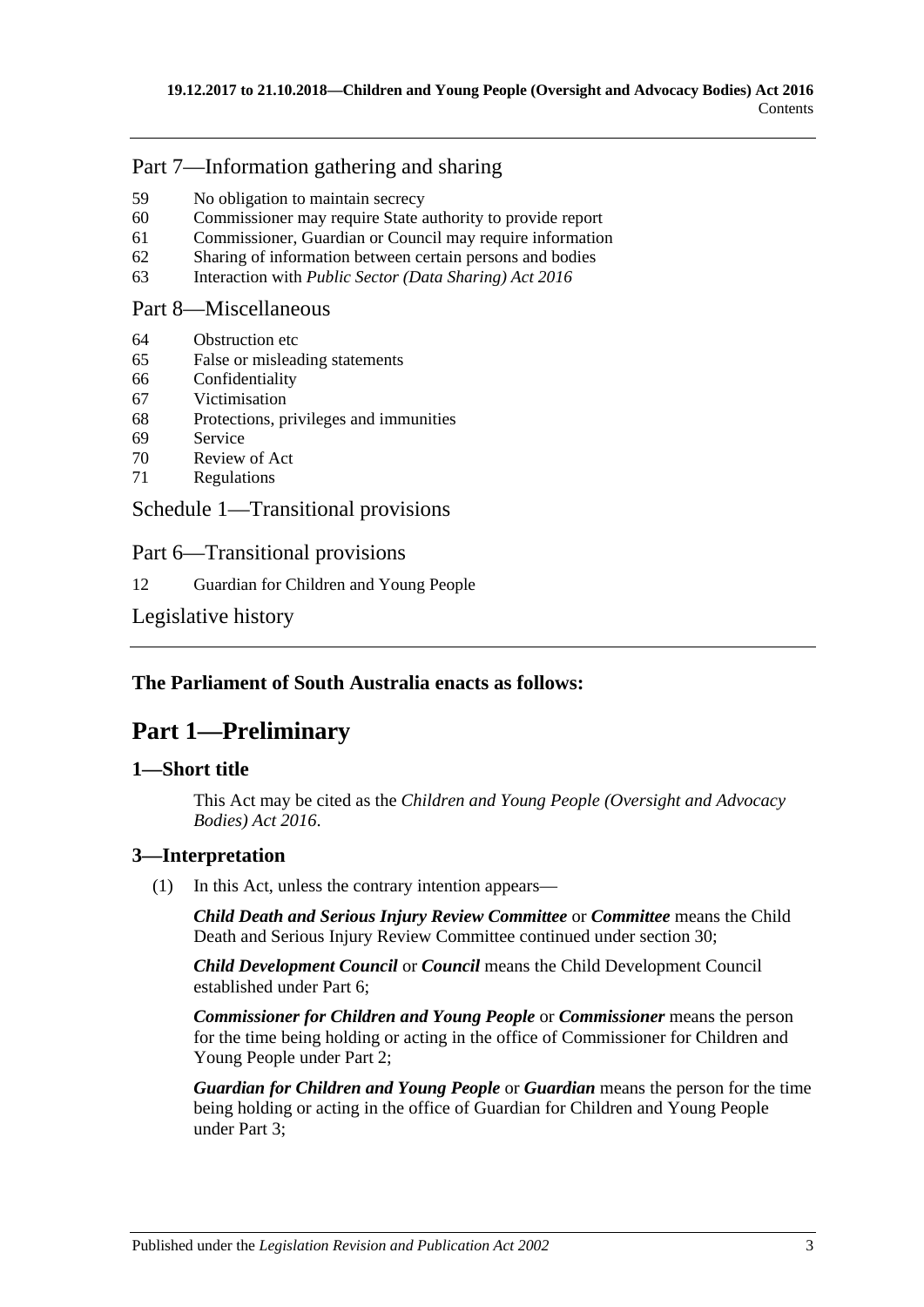## Part 7—Information gathering and sharing

59 No obligation to maintain secrecy
60 Commissioner may require State authority to provide report
61 Commissioner, Guardian or Council may require information
62 Sharing of information between certain persons and bodies
63 Interaction with *Public Sector (Data Sharing) Act 2016*

## Part 8—Miscellaneous

64 Obstruction etc
65 False or misleading statements
66 Confidentiality
67 Victimisation
68 Protections, privileges and immunities
69 Service
70 Review of Act
71 Regulations

## Schedule 1—Transitional provisions

## Part 6—Transitional provisions

12 Guardian for Children and Young People

## Legislative history

**The Parliament of South Australia enacts as follows:**

# Part 1—Preliminary

### 1—Short title

This Act may be cited as the *Children and Young People (Oversight and Advocacy Bodies) Act 2016*.

### 3—Interpretation

(1) In this Act, unless the contrary intention appears—

***Child Death and Serious Injury Review Committee*** or ***Committee*** means the Child Death and Serious Injury Review Committee continued under section 30;

***Child Development Council*** or ***Council*** means the Child Development Council established under Part 6;

***Commissioner for Children and Young People*** or ***Commissioner*** means the person for the time being holding or acting in the office of Commissioner for Children and Young People under Part 2;

***Guardian for Children and Young People*** or ***Guardian*** means the person for the time being holding or acting in the office of Guardian for Children and Young People under Part 3;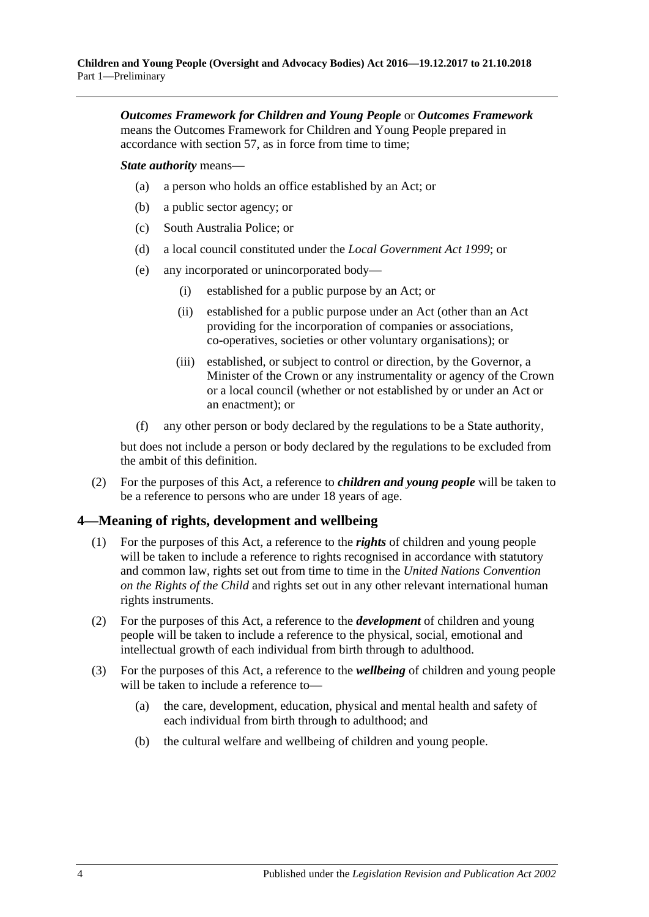***Outcomes Framework for Children and Young People*** or ***Outcomes Framework*** means the Outcomes Framework for Children and Young People prepared in accordance with section 57, as in force from time to time;

***State authority*** means—

(a) a person who holds an office established by an Act; or

(b) a public sector agency; or

(c) South Australia Police; or

(d) a local council constituted under the *Local Government Act 1999*; or

(e) any incorporated or unincorporated body—

(i) established for a public purpose by an Act; or

(ii) established for a public purpose under an Act (other than an Act providing for the incorporation of companies or associations, co-operatives, societies or other voluntary organisations); or

(iii) established, or subject to control or direction, by the Governor, a Minister of the Crown or any instrumentality or agency of the Crown or a local council (whether or not established by or under an Act or an enactment); or

(f) any other person or body declared by the regulations to be a State authority,

but does not include a person or body declared by the regulations to be excluded from the ambit of this definition.

(2) For the purposes of this Act, a reference to ***children and young people*** will be taken to be a reference to persons who are under 18 years of age.

## 4—Meaning of rights, development and wellbeing

(1) For the purposes of this Act, a reference to the ***rights*** of children and young people will be taken to include a reference to rights recognised in accordance with statutory and common law, rights set out from time to time in the *United Nations Convention on the Rights of the Child* and rights set out in any other relevant international human rights instruments.

(2) For the purposes of this Act, a reference to the ***development*** of children and young people will be taken to include a reference to the physical, social, emotional and intellectual growth of each individual from birth through to adulthood.

(3) For the purposes of this Act, a reference to the ***wellbeing*** of children and young people will be taken to include a reference to—

(a) the care, development, education, physical and mental health and safety of each individual from birth through to adulthood; and

(b) the cultural welfare and wellbeing of children and young people.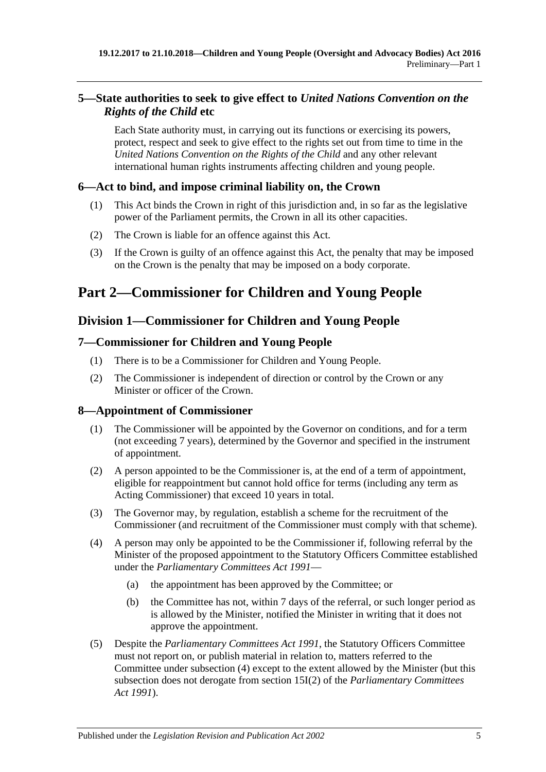### 5—State authorities to seek to give effect to *United Nations Convention on the Rights of the Child* etc

Each State authority must, in carrying out its functions or exercising its powers, protect, respect and seek to give effect to the rights set out from time to time in the *United Nations Convention on the Rights of the Child* and any other relevant international human rights instruments affecting children and young people.

### 6—Act to bind, and impose criminal liability on, the Crown

(1) This Act binds the Crown in right of this jurisdiction and, in so far as the legislative power of the Parliament permits, the Crown in all its other capacities.

(2) The Crown is liable for an offence against this Act.

(3) If the Crown is guilty of an offence against this Act, the penalty that may be imposed on the Crown is the penalty that may be imposed on a body corporate.

# Part 2—Commissioner for Children and Young People

## Division 1—Commissioner for Children and Young People

### 7—Commissioner for Children and Young People

(1) There is to be a Commissioner for Children and Young People.

(2) The Commissioner is independent of direction or control by the Crown or any Minister or officer of the Crown.

### 8—Appointment of Commissioner

(1) The Commissioner will be appointed by the Governor on conditions, and for a term (not exceeding 7 years), determined by the Governor and specified in the instrument of appointment.

(2) A person appointed to be the Commissioner is, at the end of a term of appointment, eligible for reappointment but cannot hold office for terms (including any term as Acting Commissioner) that exceed 10 years in total.

(3) The Governor may, by regulation, establish a scheme for the recruitment of the Commissioner (and recruitment of the Commissioner must comply with that scheme).

(4) A person may only be appointed to be the Commissioner if, following referral by the Minister of the proposed appointment to the Statutory Officers Committee established under the *Parliamentary Committees Act 1991*—

(a) the appointment has been approved by the Committee; or

(b) the Committee has not, within 7 days of the referral, or such longer period as is allowed by the Minister, notified the Minister in writing that it does not approve the appointment.

(5) Despite the *Parliamentary Committees Act 1991*, the Statutory Officers Committee must not report on, or publish material in relation to, matters referred to the Committee under subsection (4) except to the extent allowed by the Minister (but this subsection does not derogate from section 15I(2) of the *Parliamentary Committees Act 1991*).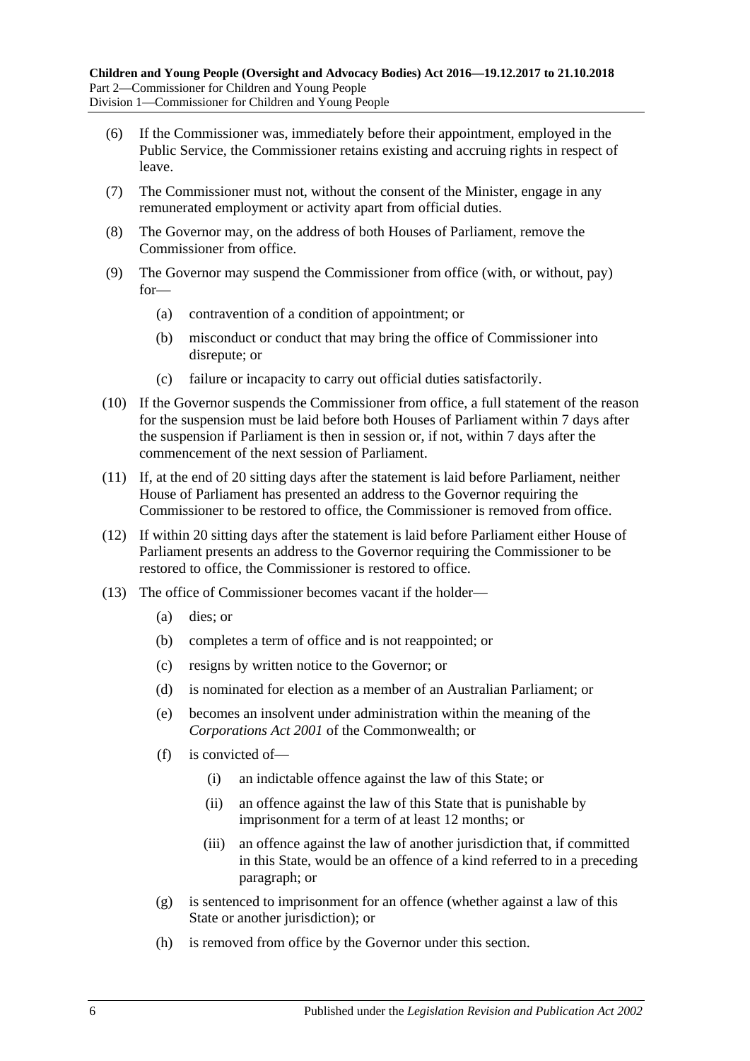(6) If the Commissioner was, immediately before their appointment, employed in the Public Service, the Commissioner retains existing and accruing rights in respect of leave.

(7) The Commissioner must not, without the consent of the Minister, engage in any remunerated employment or activity apart from official duties.

(8) The Governor may, on the address of both Houses of Parliament, remove the Commissioner from office.

(9) The Governor may suspend the Commissioner from office (with, or without, pay) for—

- (a) contravention of a condition of appointment; or
- (b) misconduct or conduct that may bring the office of Commissioner into disrepute; or
- (c) failure or incapacity to carry out official duties satisfactorily.

(10) If the Governor suspends the Commissioner from office, a full statement of the reason for the suspension must be laid before both Houses of Parliament within 7 days after the suspension if Parliament is then in session or, if not, within 7 days after the commencement of the next session of Parliament.

(11) If, at the end of 20 sitting days after the statement is laid before Parliament, neither House of Parliament has presented an address to the Governor requiring the Commissioner to be restored to office, the Commissioner is removed from office.

(12) If within 20 sitting days after the statement is laid before Parliament either House of Parliament presents an address to the Governor requiring the Commissioner to be restored to office, the Commissioner is restored to office.

(13) The office of Commissioner becomes vacant if the holder—

- (a) dies; or
- (b) completes a term of office and is not reappointed; or
- (c) resigns by written notice to the Governor; or
- (d) is nominated for election as a member of an Australian Parliament; or
- (e) becomes an insolvent under administration within the meaning of the *Corporations Act 2001* of the Commonwealth; or
- (f) is convicted of—
  - (i) an indictable offence against the law of this State; or
  - (ii) an offence against the law of this State that is punishable by imprisonment for a term of at least 12 months; or
  - (iii) an offence against the law of another jurisdiction that, if committed in this State, would be an offence of a kind referred to in a preceding paragraph; or
- (g) is sentenced to imprisonment for an offence (whether against a law of this State or another jurisdiction); or
- (h) is removed from office by the Governor under this section.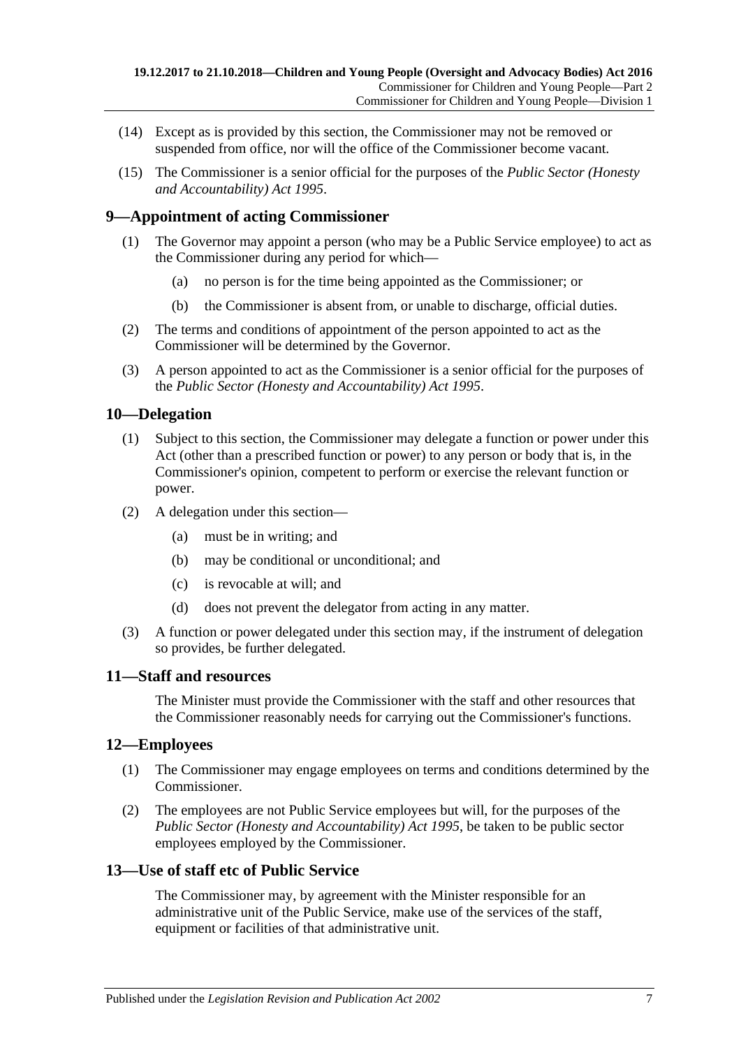(14) Except as is provided by this section, the Commissioner may not be removed or suspended from office, nor will the office of the Commissioner become vacant.

(15) The Commissioner is a senior official for the purposes of the *Public Sector (Honesty and Accountability) Act 1995*.

## 9—Appointment of acting Commissioner

(1) The Governor may appoint a person (who may be a Public Service employee) to act as the Commissioner during any period for which—

(a) no person is for the time being appointed as the Commissioner; or

(b) the Commissioner is absent from, or unable to discharge, official duties.

(2) The terms and conditions of appointment of the person appointed to act as the Commissioner will be determined by the Governor.

(3) A person appointed to act as the Commissioner is a senior official for the purposes of the *Public Sector (Honesty and Accountability) Act 1995*.

## 10—Delegation

(1) Subject to this section, the Commissioner may delegate a function or power under this Act (other than a prescribed function or power) to any person or body that is, in the Commissioner's opinion, competent to perform or exercise the relevant function or power.

(2) A delegation under this section—

(a) must be in writing; and

(b) may be conditional or unconditional; and

(c) is revocable at will; and

(d) does not prevent the delegator from acting in any matter.

(3) A function or power delegated under this section may, if the instrument of delegation so provides, be further delegated.

## 11—Staff and resources

The Minister must provide the Commissioner with the staff and other resources that the Commissioner reasonably needs for carrying out the Commissioner's functions.

## 12—Employees

(1) The Commissioner may engage employees on terms and conditions determined by the Commissioner.

(2) The employees are not Public Service employees but will, for the purposes of the *Public Sector (Honesty and Accountability) Act 1995*, be taken to be public sector employees employed by the Commissioner.

## 13—Use of staff etc of Public Service

The Commissioner may, by agreement with the Minister responsible for an administrative unit of the Public Service, make use of the services of the staff, equipment or facilities of that administrative unit.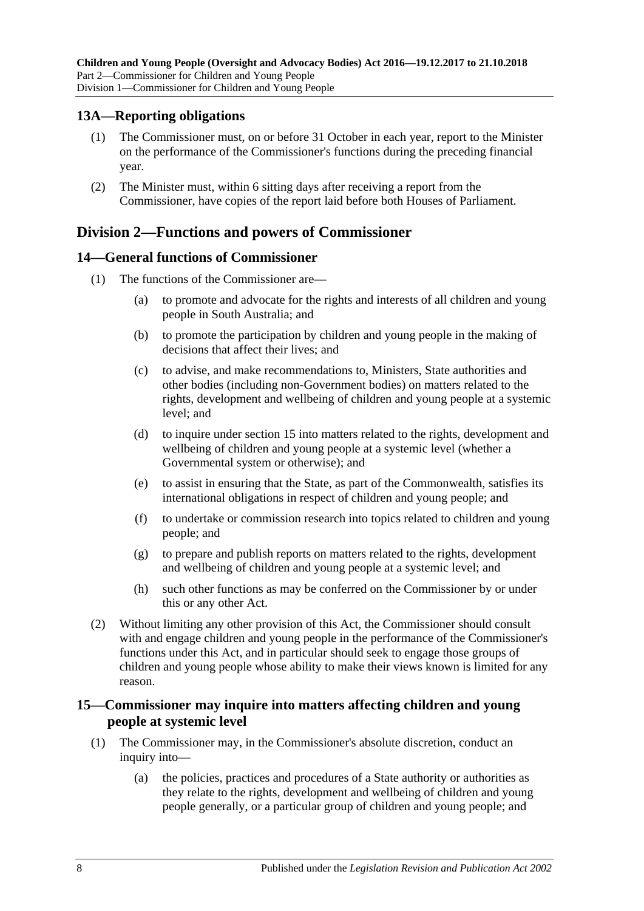## 13A—Reporting obligations

(1) The Commissioner must, on or before 31 October in each year, report to the Minister on the performance of the Commissioner's functions during the preceding financial year.

(2) The Minister must, within 6 sitting days after receiving a report from the Commissioner, have copies of the report laid before both Houses of Parliament.

# Division 2—Functions and powers of Commissioner

## 14—General functions of Commissioner

(1) The functions of the Commissioner are—

(a) to promote and advocate for the rights and interests of all children and young people in South Australia; and

(b) to promote the participation by children and young people in the making of decisions that affect their lives; and

(c) to advise, and make recommendations to, Ministers, State authorities and other bodies (including non-Government bodies) on matters related to the rights, development and wellbeing of children and young people at a systemic level; and

(d) to inquire under section 15 into matters related to the rights, development and wellbeing of children and young people at a systemic level (whether a Governmental system or otherwise); and

(e) to assist in ensuring that the State, as part of the Commonwealth, satisfies its international obligations in respect of children and young people; and

(f) to undertake or commission research into topics related to children and young people; and

(g) to prepare and publish reports on matters related to the rights, development and wellbeing of children and young people at a systemic level; and

(h) such other functions as may be conferred on the Commissioner by or under this or any other Act.

(2) Without limiting any other provision of this Act, the Commissioner should consult with and engage children and young people in the performance of the Commissioner's functions under this Act, and in particular should seek to engage those groups of children and young people whose ability to make their views known is limited for any reason.

## 15—Commissioner may inquire into matters affecting children and young people at systemic level

(1) The Commissioner may, in the Commissioner's absolute discretion, conduct an inquiry into—

(a) the policies, practices and procedures of a State authority or authorities as they relate to the rights, development and wellbeing of children and young people generally, or a particular group of children and young people; and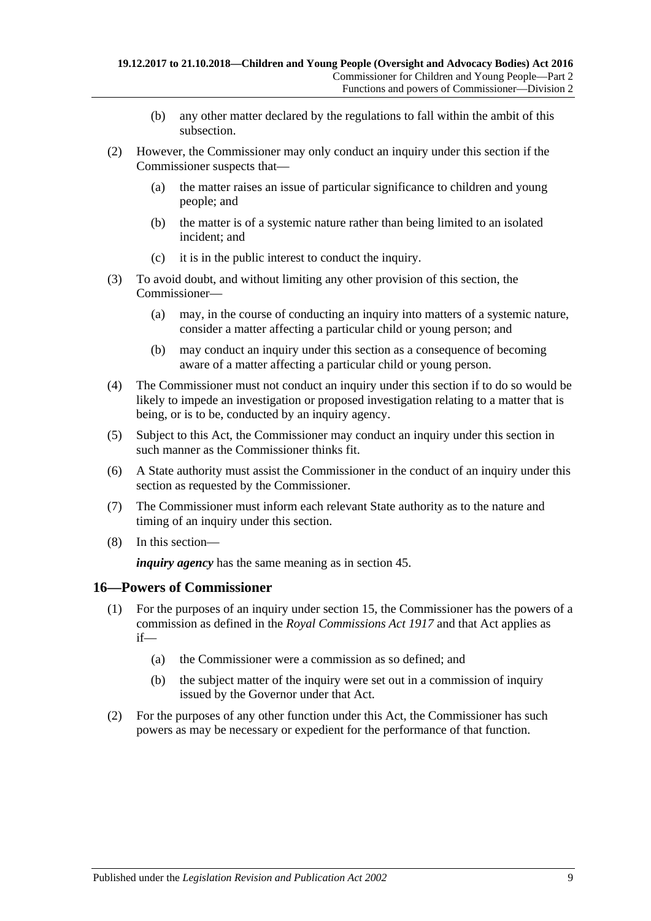(b) any other matter declared by the regulations to fall within the ambit of this subsection.

(2) However, the Commissioner may only conduct an inquiry under this section if the Commissioner suspects that—

(a) the matter raises an issue of particular significance to children and young people; and

(b) the matter is of a systemic nature rather than being limited to an isolated incident; and

(c) it is in the public interest to conduct the inquiry.

(3) To avoid doubt, and without limiting any other provision of this section, the Commissioner—

(a) may, in the course of conducting an inquiry into matters of a systemic nature, consider a matter affecting a particular child or young person; and

(b) may conduct an inquiry under this section as a consequence of becoming aware of a matter affecting a particular child or young person.

(4) The Commissioner must not conduct an inquiry under this section if to do so would be likely to impede an investigation or proposed investigation relating to a matter that is being, or is to be, conducted by an inquiry agency.

(5) Subject to this Act, the Commissioner may conduct an inquiry under this section in such manner as the Commissioner thinks fit.

(6) A State authority must assist the Commissioner in the conduct of an inquiry under this section as requested by the Commissioner.

(7) The Commissioner must inform each relevant State authority as to the nature and timing of an inquiry under this section.

(8) In this section—

***inquiry agency*** has the same meaning as in section 45.

## 16—Powers of Commissioner

(1) For the purposes of an inquiry under section 15, the Commissioner has the powers of a commission as defined in the *Royal Commissions Act 1917* and that Act applies as if—

(a) the Commissioner were a commission as so defined; and

(b) the subject matter of the inquiry were set out in a commission of inquiry issued by the Governor under that Act.

(2) For the purposes of any other function under this Act, the Commissioner has such powers as may be necessary or expedient for the performance of that function.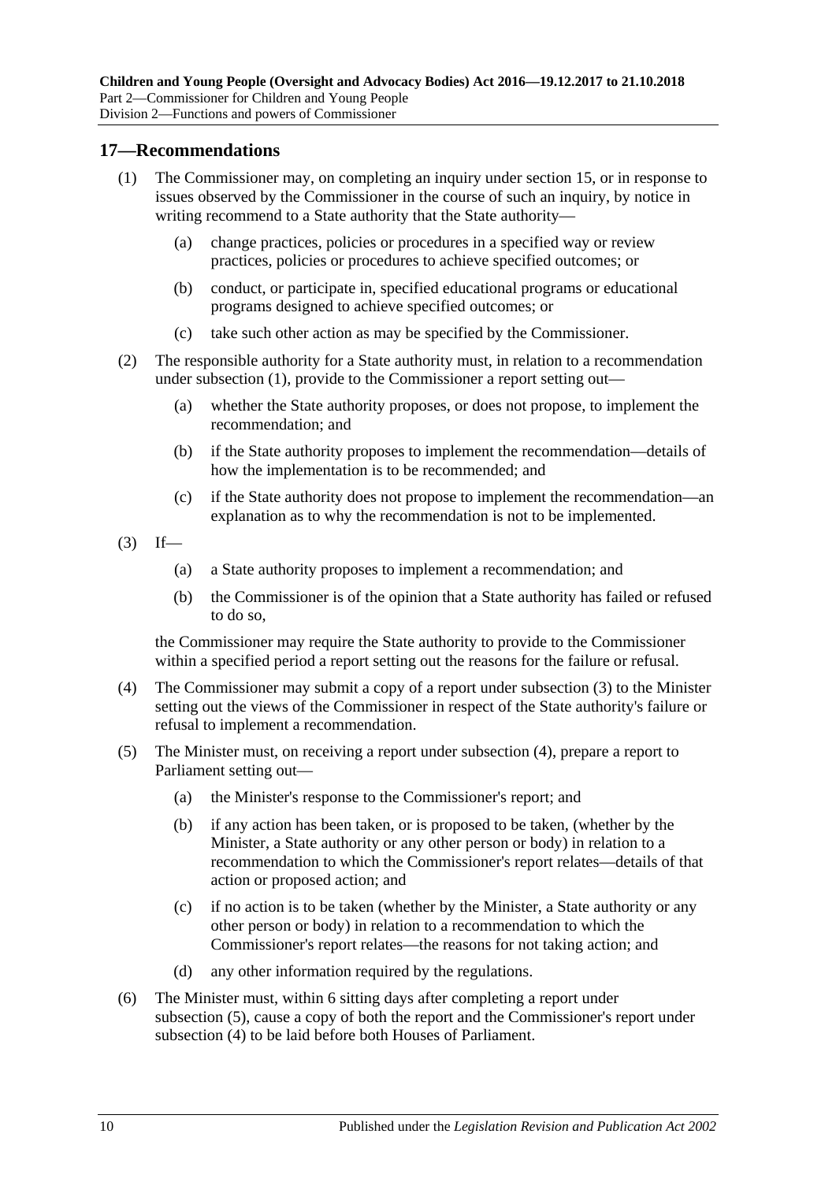## 17—Recommendations

(1) The Commissioner may, on completing an inquiry under section 15, or in response to issues observed by the Commissioner in the course of such an inquiry, by notice in writing recommend to a State authority that the State authority—

(a) change practices, policies or procedures in a specified way or review practices, policies or procedures to achieve specified outcomes; or

(b) conduct, or participate in, specified educational programs or educational programs designed to achieve specified outcomes; or

(c) take such other action as may be specified by the Commissioner.

(2) The responsible authority for a State authority must, in relation to a recommendation under subsection (1), provide to the Commissioner a report setting out—

(a) whether the State authority proposes, or does not propose, to implement the recommendation; and

(b) if the State authority proposes to implement the recommendation—details of how the implementation is to be recommended; and

(c) if the State authority does not propose to implement the recommendation—an explanation as to why the recommendation is not to be implemented.

(3) If—

(a) a State authority proposes to implement a recommendation; and

(b) the Commissioner is of the opinion that a State authority has failed or refused to do so,

the Commissioner may require the State authority to provide to the Commissioner within a specified period a report setting out the reasons for the failure or refusal.

(4) The Commissioner may submit a copy of a report under subsection (3) to the Minister setting out the views of the Commissioner in respect of the State authority's failure or refusal to implement a recommendation.

(5) The Minister must, on receiving a report under subsection (4), prepare a report to Parliament setting out—

(a) the Minister's response to the Commissioner's report; and

(b) if any action has been taken, or is proposed to be taken, (whether by the Minister, a State authority or any other person or body) in relation to a recommendation to which the Commissioner's report relates—details of that action or proposed action; and

(c) if no action is to be taken (whether by the Minister, a State authority or any other person or body) in relation to a recommendation to which the Commissioner's report relates—the reasons for not taking action; and

(d) any other information required by the regulations.

(6) The Minister must, within 6 sitting days after completing a report under subsection (5), cause a copy of both the report and the Commissioner's report under subsection (4) to be laid before both Houses of Parliament.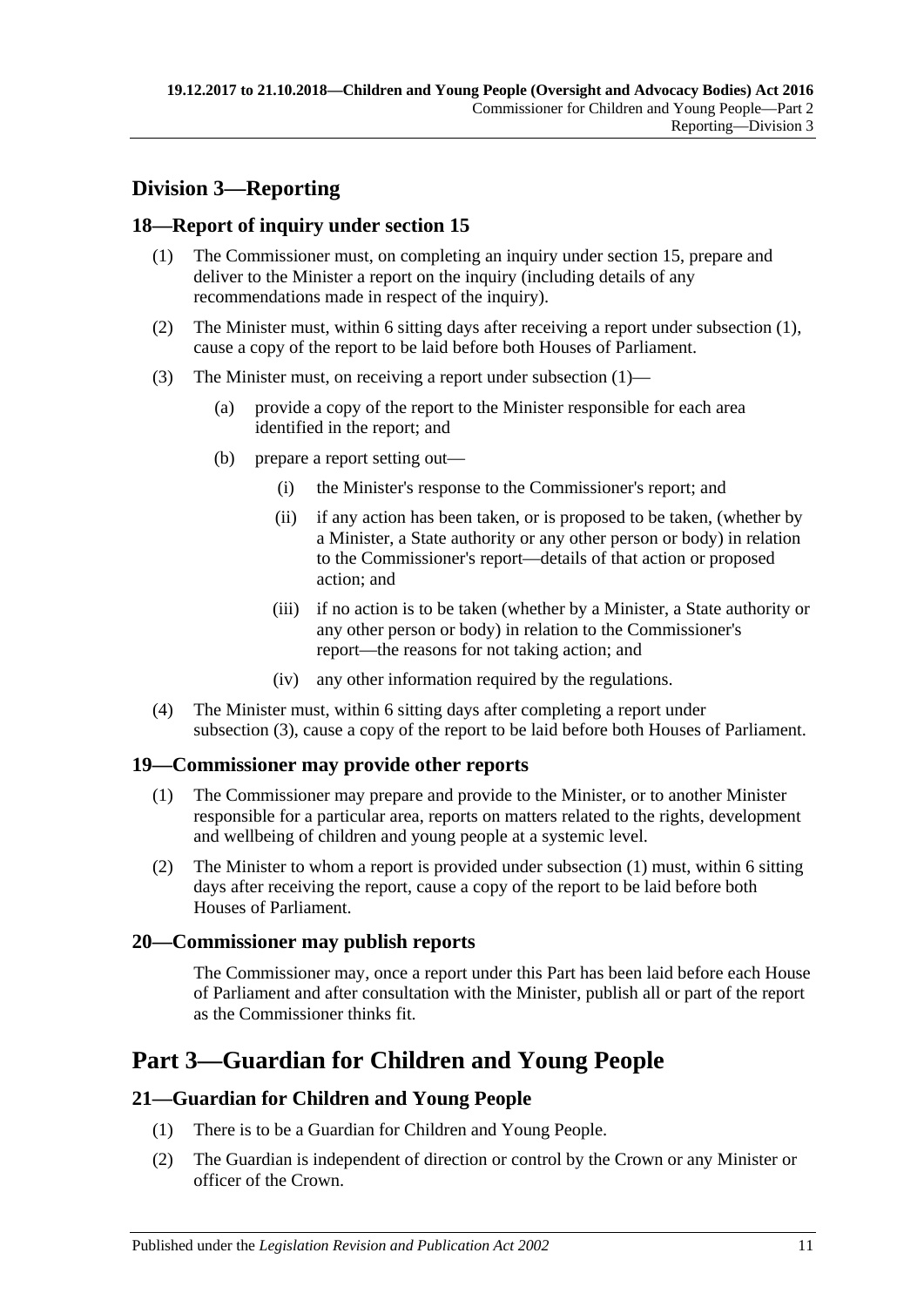## Division 3—Reporting

### 18—Report of inquiry under section 15

(1) The Commissioner must, on completing an inquiry under section 15, prepare and deliver to the Minister a report on the inquiry (including details of any recommendations made in respect of the inquiry).

(2) The Minister must, within 6 sitting days after receiving a report under subsection (1), cause a copy of the report to be laid before both Houses of Parliament.

(3) The Minister must, on receiving a report under subsection (1)—

(a) provide a copy of the report to the Minister responsible for each area identified in the report; and

(b) prepare a report setting out—

(i) the Minister's response to the Commissioner's report; and

(ii) if any action has been taken, or is proposed to be taken, (whether by a Minister, a State authority or any other person or body) in relation to the Commissioner's report—details of that action or proposed action; and

(iii) if no action is to be taken (whether by a Minister, a State authority or any other person or body) in relation to the Commissioner's report—the reasons for not taking action; and

(iv) any other information required by the regulations.

(4) The Minister must, within 6 sitting days after completing a report under subsection (3), cause a copy of the report to be laid before both Houses of Parliament.

### 19—Commissioner may provide other reports

(1) The Commissioner may prepare and provide to the Minister, or to another Minister responsible for a particular area, reports on matters related to the rights, development and wellbeing of children and young people at a systemic level.

(2) The Minister to whom a report is provided under subsection (1) must, within 6 sitting days after receiving the report, cause a copy of the report to be laid before both Houses of Parliament.

### 20—Commissioner may publish reports

The Commissioner may, once a report under this Part has been laid before each House of Parliament and after consultation with the Minister, publish all or part of the report as the Commissioner thinks fit.

# Part 3—Guardian for Children and Young People

### 21—Guardian for Children and Young People

(1) There is to be a Guardian for Children and Young People.

(2) The Guardian is independent of direction or control by the Crown or any Minister or officer of the Crown.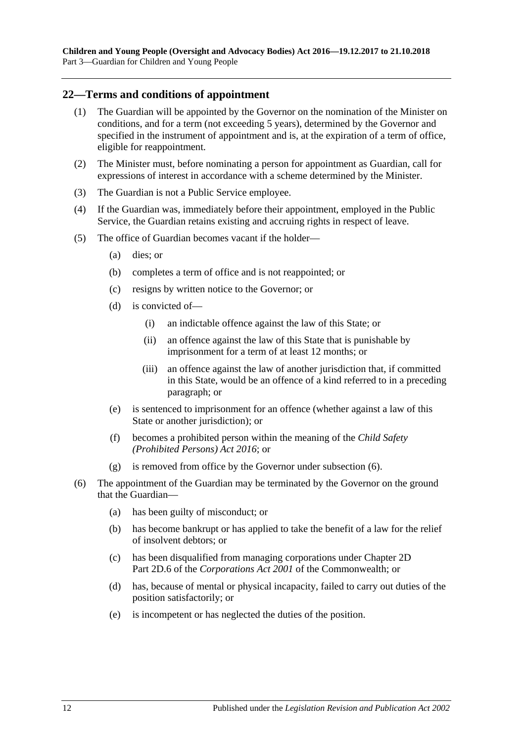## 22—Terms and conditions of appointment

(1) The Guardian will be appointed by the Governor on the nomination of the Minister on conditions, and for a term (not exceeding 5 years), determined by the Governor and specified in the instrument of appointment and is, at the expiration of a term of office, eligible for reappointment.

(2) The Minister must, before nominating a person for appointment as Guardian, call for expressions of interest in accordance with a scheme determined by the Minister.

(3) The Guardian is not a Public Service employee.

(4) If the Guardian was, immediately before their appointment, employed in the Public Service, the Guardian retains existing and accruing rights in respect of leave.

(5) The office of Guardian becomes vacant if the holder—

- (a) dies; or
- (b) completes a term of office and is not reappointed; or
- (c) resigns by written notice to the Governor; or
- (d) is convicted of—
  - (i) an indictable offence against the law of this State; or
  - (ii) an offence against the law of this State that is punishable by imprisonment for a term of at least 12 months; or
  - (iii) an offence against the law of another jurisdiction that, if committed in this State, would be an offence of a kind referred to in a preceding paragraph; or
- (e) is sentenced to imprisonment for an offence (whether against a law of this State or another jurisdiction); or
- (f) becomes a prohibited person within the meaning of the *Child Safety (Prohibited Persons) Act 2016*; or
- (g) is removed from office by the Governor under subsection (6).

(6) The appointment of the Guardian may be terminated by the Governor on the ground that the Guardian—

- (a) has been guilty of misconduct; or
- (b) has become bankrupt or has applied to take the benefit of a law for the relief of insolvent debtors; or
- (c) has been disqualified from managing corporations under Chapter 2D Part 2D.6 of the *Corporations Act 2001* of the Commonwealth; or
- (d) has, because of mental or physical incapacity, failed to carry out duties of the position satisfactorily; or
- (e) is incompetent or has neglected the duties of the position.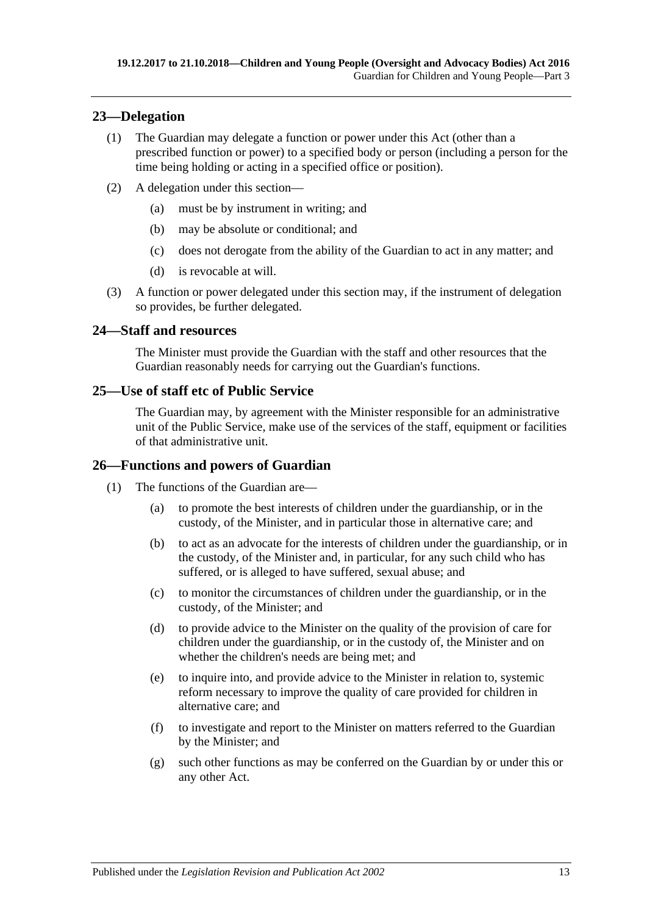## 23—Delegation

(1) The Guardian may delegate a function or power under this Act (other than a prescribed function or power) to a specified body or person (including a person for the time being holding or acting in a specified office or position).

(2) A delegation under this section—

(a) must be by instrument in writing; and

(b) may be absolute or conditional; and

(c) does not derogate from the ability of the Guardian to act in any matter; and

(d) is revocable at will.

(3) A function or power delegated under this section may, if the instrument of delegation so provides, be further delegated.

## 24—Staff and resources

The Minister must provide the Guardian with the staff and other resources that the Guardian reasonably needs for carrying out the Guardian's functions.

## 25—Use of staff etc of Public Service

The Guardian may, by agreement with the Minister responsible for an administrative unit of the Public Service, make use of the services of the staff, equipment or facilities of that administrative unit.

## 26—Functions and powers of Guardian

(1) The functions of the Guardian are—

(a) to promote the best interests of children under the guardianship, or in the custody, of the Minister, and in particular those in alternative care; and

(b) to act as an advocate for the interests of children under the guardianship, or in the custody, of the Minister and, in particular, for any such child who has suffered, or is alleged to have suffered, sexual abuse; and

(c) to monitor the circumstances of children under the guardianship, or in the custody, of the Minister; and

(d) to provide advice to the Minister on the quality of the provision of care for children under the guardianship, or in the custody of, the Minister and on whether the children's needs are being met; and

(e) to inquire into, and provide advice to the Minister in relation to, systemic reform necessary to improve the quality of care provided for children in alternative care; and

(f) to investigate and report to the Minister on matters referred to the Guardian by the Minister; and

(g) such other functions as may be conferred on the Guardian by or under this or any other Act.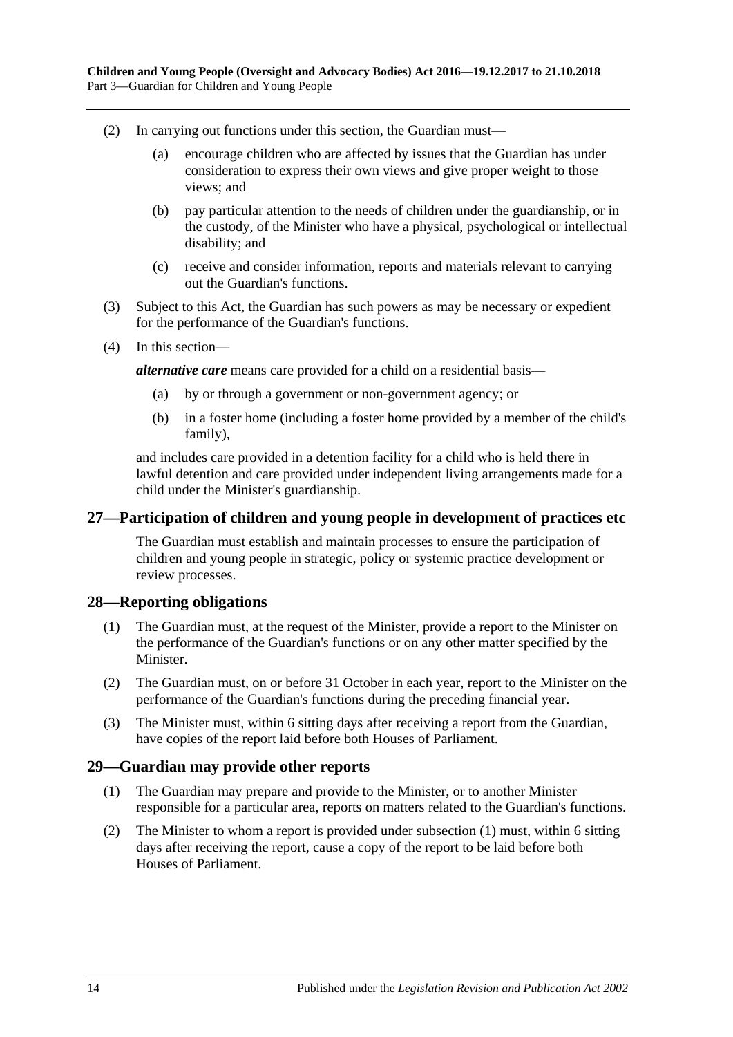(2) In carrying out functions under this section, the Guardian must—

   (a) encourage children who are affected by issues that the Guardian has under consideration to express their own views and give proper weight to those views; and

   (b) pay particular attention to the needs of children under the guardianship, or in the custody, of the Minister who have a physical, psychological or intellectual disability; and

   (c) receive and consider information, reports and materials relevant to carrying out the Guardian's functions.

(3) Subject to this Act, the Guardian has such powers as may be necessary or expedient for the performance of the Guardian's functions.

(4) In this section—

***alternative care*** means care provided for a child on a residential basis—

   (a) by or through a government or non-government agency; or

   (b) in a foster home (including a foster home provided by a member of the child's family),

and includes care provided in a detention facility for a child who is held there in lawful detention and care provided under independent living arrangements made for a child under the Minister's guardianship.

## 27—Participation of children and young people in development of practices etc

The Guardian must establish and maintain processes to ensure the participation of children and young people in strategic, policy or systemic practice development or review processes.

## 28—Reporting obligations

(1) The Guardian must, at the request of the Minister, provide a report to the Minister on the performance of the Guardian's functions or on any other matter specified by the Minister.

(2) The Guardian must, on or before 31 October in each year, report to the Minister on the performance of the Guardian's functions during the preceding financial year.

(3) The Minister must, within 6 sitting days after receiving a report from the Guardian, have copies of the report laid before both Houses of Parliament.

## 29—Guardian may provide other reports

(1) The Guardian may prepare and provide to the Minister, or to another Minister responsible for a particular area, reports on matters related to the Guardian's functions.

(2) The Minister to whom a report is provided under subsection (1) must, within 6 sitting days after receiving the report, cause a copy of the report to be laid before both Houses of Parliament.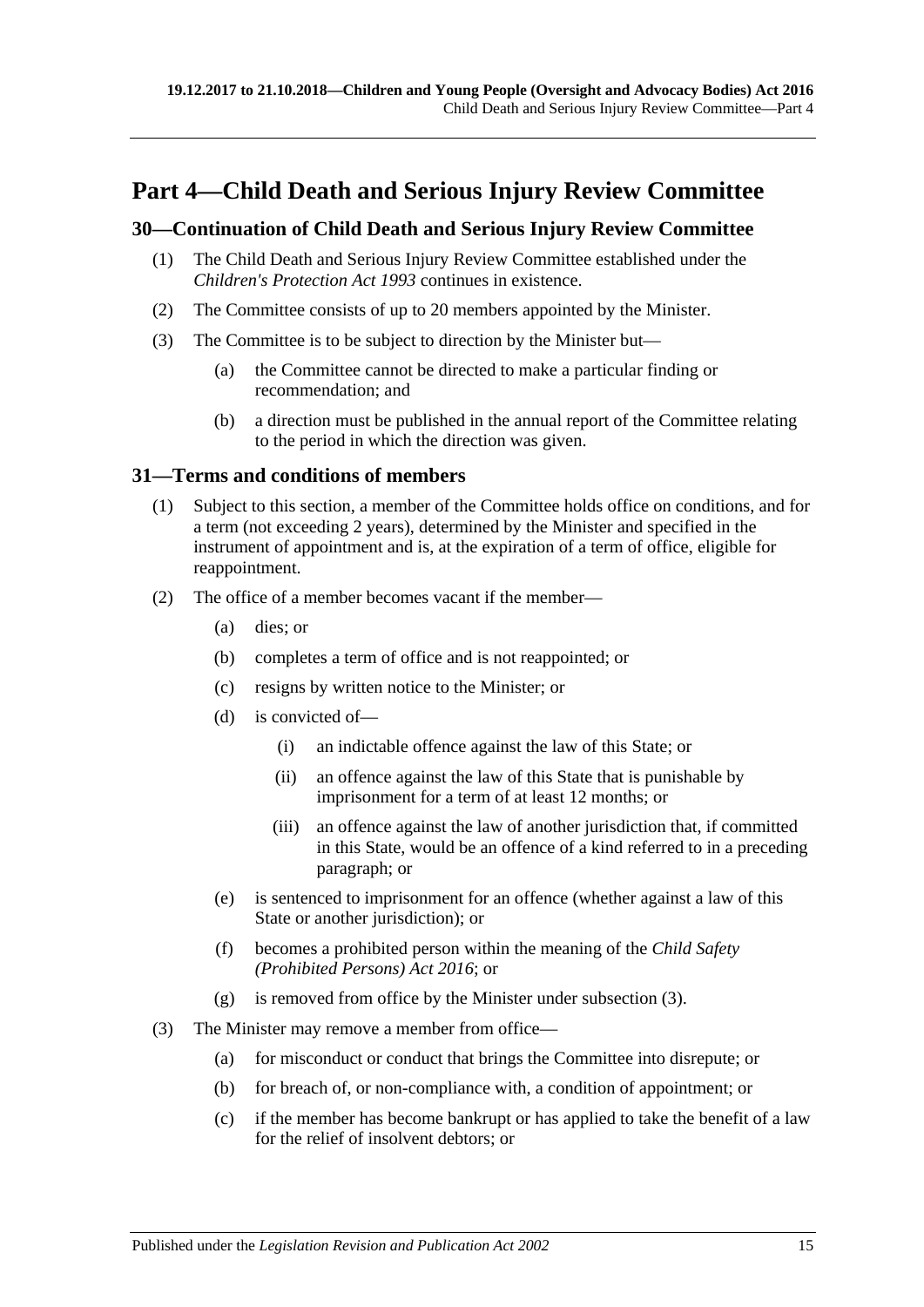# Part 4—Child Death and Serious Injury Review Committee

## 30—Continuation of Child Death and Serious Injury Review Committee

(1) The Child Death and Serious Injury Review Committee established under the *Children's Protection Act 1993* continues in existence.

(2) The Committee consists of up to 20 members appointed by the Minister.

(3) The Committee is to be subject to direction by the Minister but—

- (a) the Committee cannot be directed to make a particular finding or recommendation; and
- (b) a direction must be published in the annual report of the Committee relating to the period in which the direction was given.

## 31—Terms and conditions of members

(1) Subject to this section, a member of the Committee holds office on conditions, and for a term (not exceeding 2 years), determined by the Minister and specified in the instrument of appointment and is, at the expiration of a term of office, eligible for reappointment.

(2) The office of a member becomes vacant if the member—

- (a) dies; or
- (b) completes a term of office and is not reappointed; or
- (c) resigns by written notice to the Minister; or
- (d) is convicted of—
  - (i) an indictable offence against the law of this State; or
  - (ii) an offence against the law of this State that is punishable by imprisonment for a term of at least 12 months; or
  - (iii) an offence against the law of another jurisdiction that, if committed in this State, would be an offence of a kind referred to in a preceding paragraph; or
- (e) is sentenced to imprisonment for an offence (whether against a law of this State or another jurisdiction); or
- (f) becomes a prohibited person within the meaning of the *Child Safety (Prohibited Persons) Act 2016*; or
- (g) is removed from office by the Minister under subsection (3).

(3) The Minister may remove a member from office—

- (a) for misconduct or conduct that brings the Committee into disrepute; or
- (b) for breach of, or non-compliance with, a condition of appointment; or
- (c) if the member has become bankrupt or has applied to take the benefit of a law for the relief of insolvent debtors; or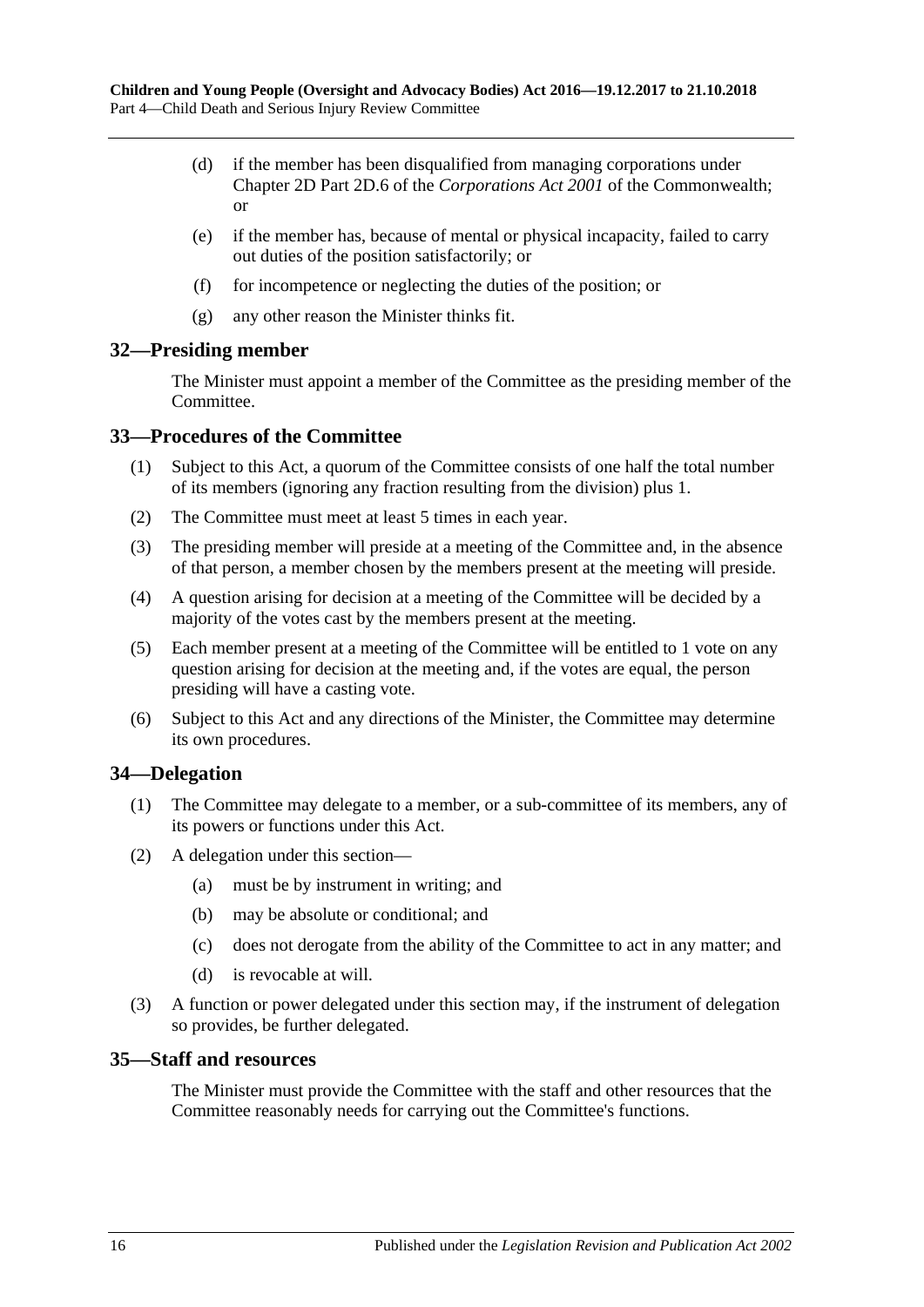(d) if the member has been disqualified from managing corporations under Chapter 2D Part 2D.6 of the *Corporations Act 2001* of the Commonwealth; or

(e) if the member has, because of mental or physical incapacity, failed to carry out duties of the position satisfactorily; or

(f) for incompetence or neglecting the duties of the position; or

(g) any other reason the Minister thinks fit.

## 32—Presiding member

The Minister must appoint a member of the Committee as the presiding member of the Committee.

## 33—Procedures of the Committee

(1) Subject to this Act, a quorum of the Committee consists of one half the total number of its members (ignoring any fraction resulting from the division) plus 1.

(2) The Committee must meet at least 5 times in each year.

(3) The presiding member will preside at a meeting of the Committee and, in the absence of that person, a member chosen by the members present at the meeting will preside.

(4) A question arising for decision at a meeting of the Committee will be decided by a majority of the votes cast by the members present at the meeting.

(5) Each member present at a meeting of the Committee will be entitled to 1 vote on any question arising for decision at the meeting and, if the votes are equal, the person presiding will have a casting vote.

(6) Subject to this Act and any directions of the Minister, the Committee may determine its own procedures.

## 34—Delegation

(1) The Committee may delegate to a member, or a sub-committee of its members, any of its powers or functions under this Act.

(2) A delegation under this section—

(a) must be by instrument in writing; and

(b) may be absolute or conditional; and

(c) does not derogate from the ability of the Committee to act in any matter; and

(d) is revocable at will.

(3) A function or power delegated under this section may, if the instrument of delegation so provides, be further delegated.

## 35—Staff and resources

The Minister must provide the Committee with the staff and other resources that the Committee reasonably needs for carrying out the Committee's functions.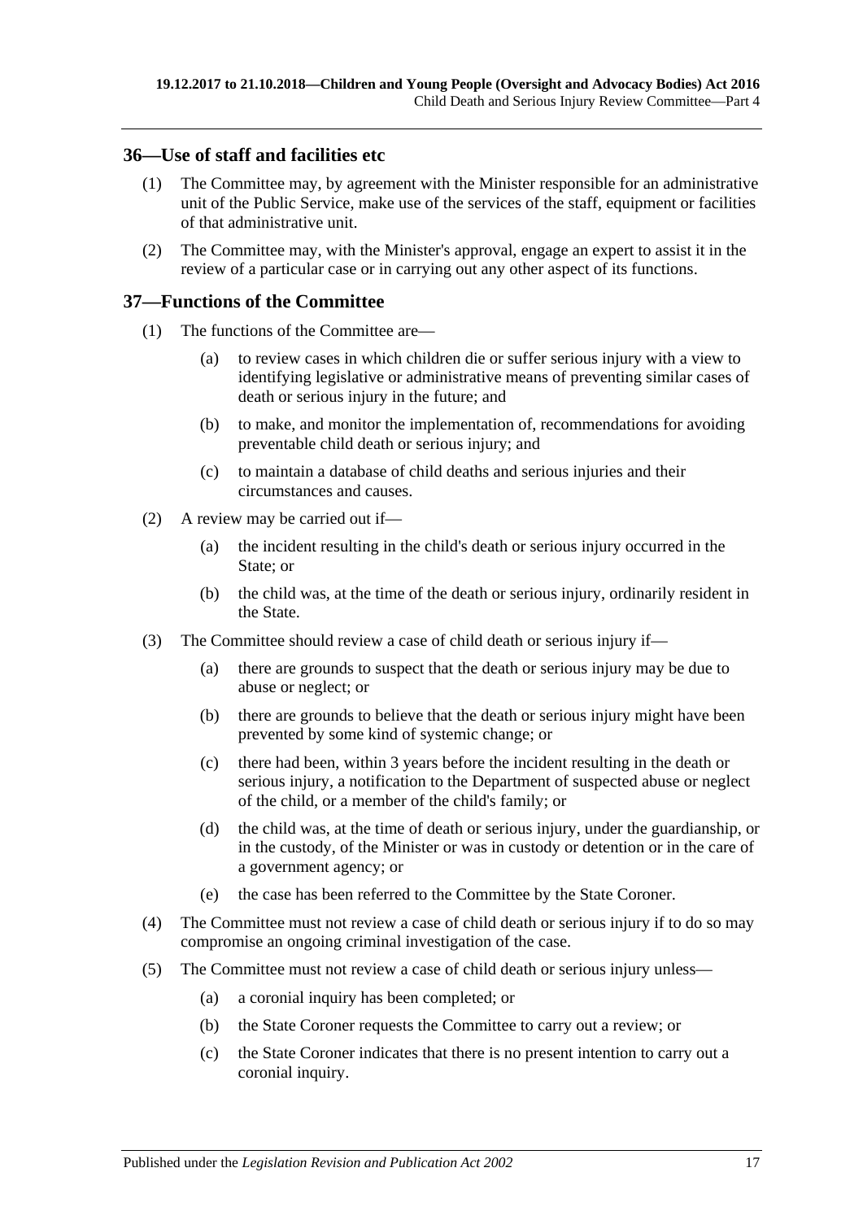## 36—Use of staff and facilities etc

(1) The Committee may, by agreement with the Minister responsible for an administrative unit of the Public Service, make use of the services of the staff, equipment or facilities of that administrative unit.

(2) The Committee may, with the Minister's approval, engage an expert to assist it in the review of a particular case or in carrying out any other aspect of its functions.

## 37—Functions of the Committee

(1) The functions of the Committee are—

(a) to review cases in which children die or suffer serious injury with a view to identifying legislative or administrative means of preventing similar cases of death or serious injury in the future; and

(b) to make, and monitor the implementation of, recommendations for avoiding preventable child death or serious injury; and

(c) to maintain a database of child deaths and serious injuries and their circumstances and causes.

(2) A review may be carried out if—

(a) the incident resulting in the child's death or serious injury occurred in the State; or

(b) the child was, at the time of the death or serious injury, ordinarily resident in the State.

(3) The Committee should review a case of child death or serious injury if—

(a) there are grounds to suspect that the death or serious injury may be due to abuse or neglect; or

(b) there are grounds to believe that the death or serious injury might have been prevented by some kind of systemic change; or

(c) there had been, within 3 years before the incident resulting in the death or serious injury, a notification to the Department of suspected abuse or neglect of the child, or a member of the child's family; or

(d) the child was, at the time of death or serious injury, under the guardianship, or in the custody, of the Minister or was in custody or detention or in the care of a government agency; or

(e) the case has been referred to the Committee by the State Coroner.

(4) The Committee must not review a case of child death or serious injury if to do so may compromise an ongoing criminal investigation of the case.

(5) The Committee must not review a case of child death or serious injury unless—

(a) a coronial inquiry has been completed; or

(b) the State Coroner requests the Committee to carry out a review; or

(c) the State Coroner indicates that there is no present intention to carry out a coronial inquiry.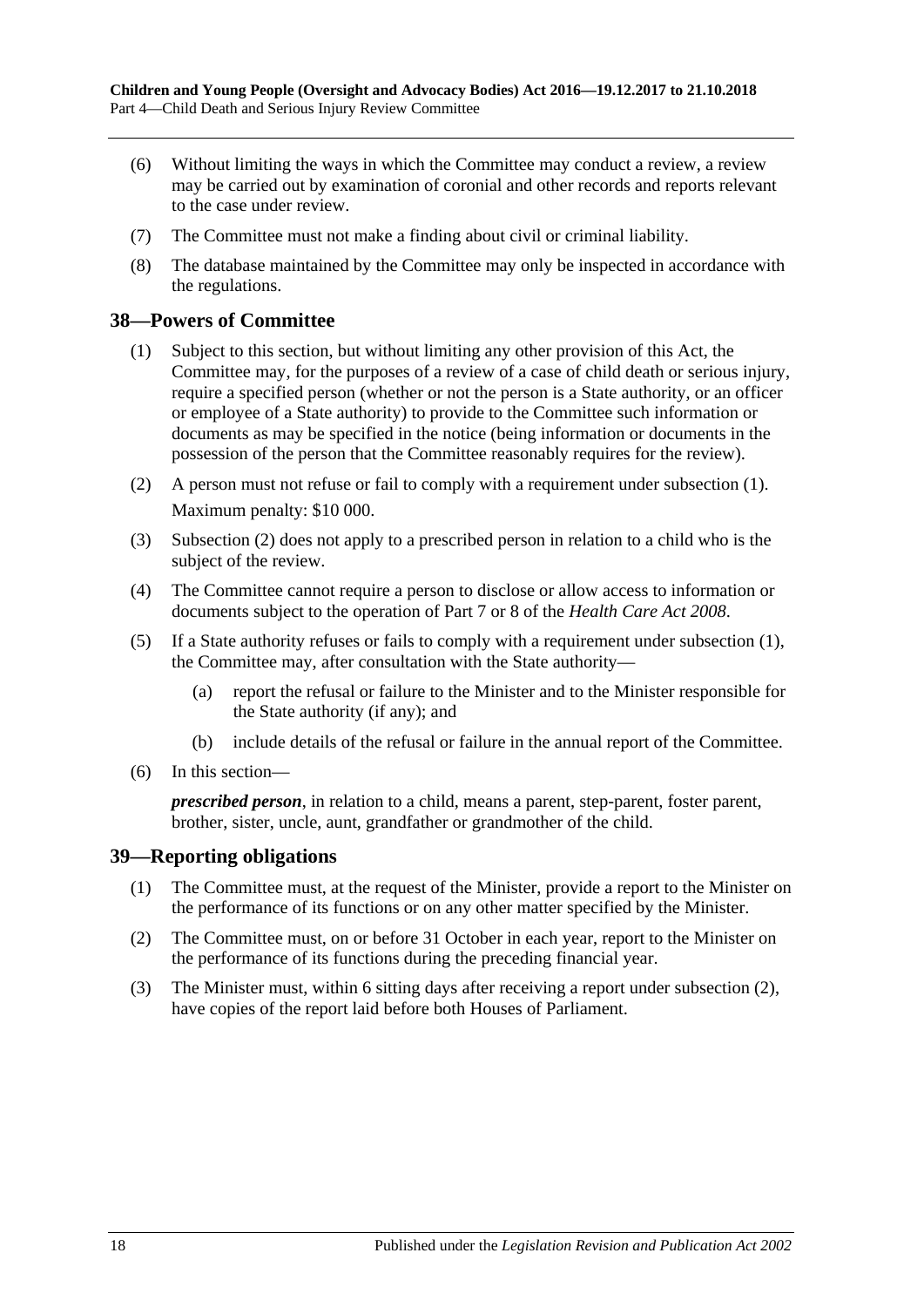(6) Without limiting the ways in which the Committee may conduct a review, a review may be carried out by examination of coronial and other records and reports relevant to the case under review.

(7) The Committee must not make a finding about civil or criminal liability.

(8) The database maintained by the Committee may only be inspected in accordance with the regulations.

## 38—Powers of Committee

(1) Subject to this section, but without limiting any other provision of this Act, the Committee may, for the purposes of a review of a case of child death or serious injury, require a specified person (whether or not the person is a State authority, or an officer or employee of a State authority) to provide to the Committee such information or documents as may be specified in the notice (being information or documents in the possession of the person that the Committee reasonably requires for the review).

(2) A person must not refuse or fail to comply with a requirement under subsection (1).

Maximum penalty: $10 000.

(3) Subsection (2) does not apply to a prescribed person in relation to a child who is the subject of the review.

(4) The Committee cannot require a person to disclose or allow access to information or documents subject to the operation of Part 7 or 8 of the *Health Care Act 2008*.

(5) If a State authority refuses or fails to comply with a requirement under subsection (1), the Committee may, after consultation with the State authority—

(a) report the refusal or failure to the Minister and to the Minister responsible for the State authority (if any); and

(b) include details of the refusal or failure in the annual report of the Committee.

(6) In this section—

***prescribed person***, in relation to a child, means a parent, step-parent, foster parent, brother, sister, uncle, aunt, grandfather or grandmother of the child.

## 39—Reporting obligations

(1) The Committee must, at the request of the Minister, provide a report to the Minister on the performance of its functions or on any other matter specified by the Minister.

(2) The Committee must, on or before 31 October in each year, report to the Minister on the performance of its functions during the preceding financial year.

(3) The Minister must, within 6 sitting days after receiving a report under subsection (2), have copies of the report laid before both Houses of Parliament.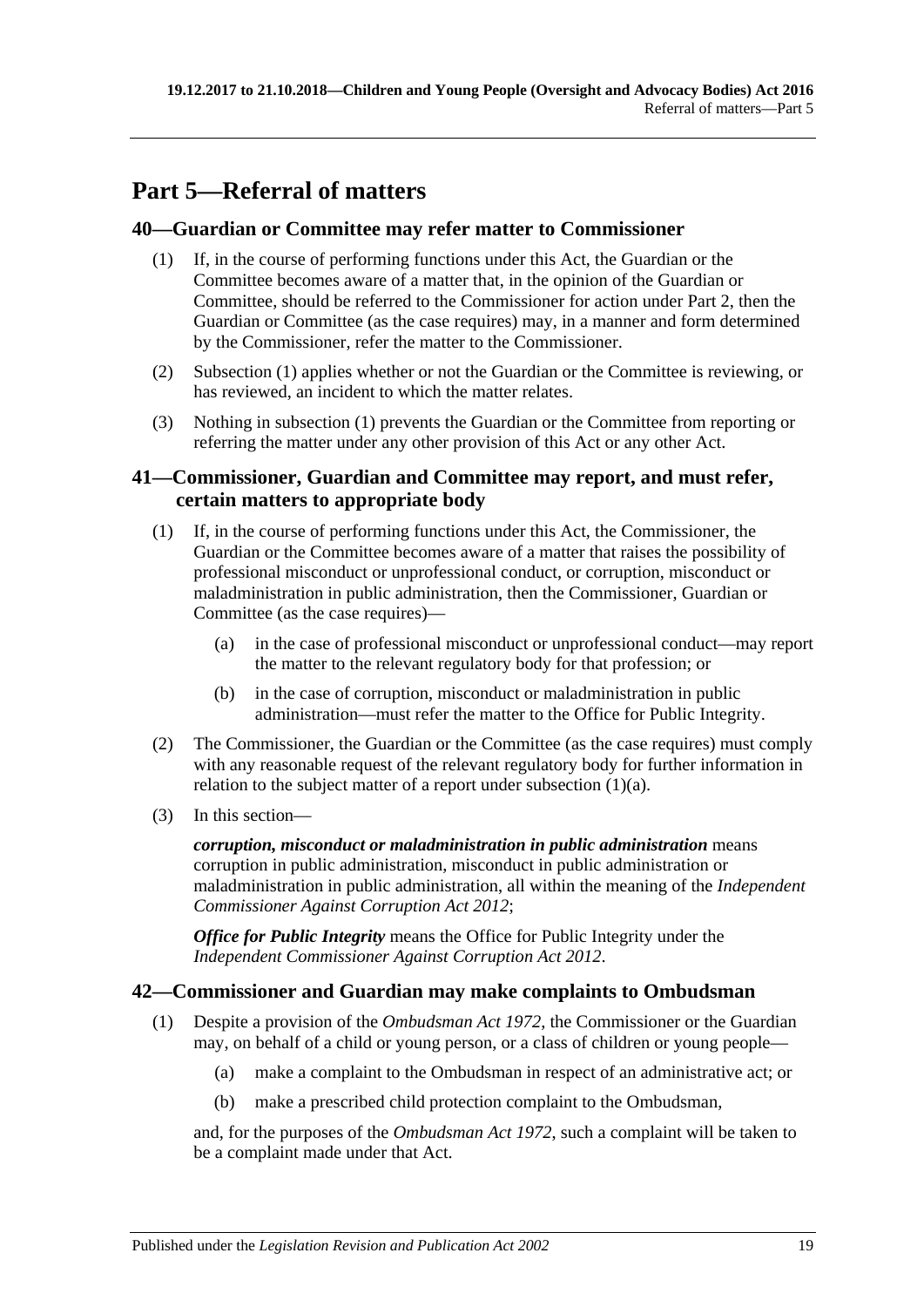# Part 5—Referral of matters

## 40—Guardian or Committee may refer matter to Commissioner

(1) If, in the course of performing functions under this Act, the Guardian or the Committee becomes aware of a matter that, in the opinion of the Guardian or Committee, should be referred to the Commissioner for action under Part 2, then the Guardian or Committee (as the case requires) may, in a manner and form determined by the Commissioner, refer the matter to the Commissioner.

(2) Subsection (1) applies whether or not the Guardian or the Committee is reviewing, or has reviewed, an incident to which the matter relates.

(3) Nothing in subsection (1) prevents the Guardian or the Committee from reporting or referring the matter under any other provision of this Act or any other Act.

## 41—Commissioner, Guardian and Committee may report, and must refer, certain matters to appropriate body

(1) If, in the course of performing functions under this Act, the Commissioner, the Guardian or the Committee becomes aware of a matter that raises the possibility of professional misconduct or unprofessional conduct, or corruption, misconduct or maladministration in public administration, then the Commissioner, Guardian or Committee (as the case requires)—

(a) in the case of professional misconduct or unprofessional conduct—may report the matter to the relevant regulatory body for that profession; or

(b) in the case of corruption, misconduct or maladministration in public administration—must refer the matter to the Office for Public Integrity.

(2) The Commissioner, the Guardian or the Committee (as the case requires) must comply with any reasonable request of the relevant regulatory body for further information in relation to the subject matter of a report under subsection (1)(a).

(3) In this section—

***corruption, misconduct or maladministration in public administration*** means corruption in public administration, misconduct in public administration or maladministration in public administration, all within the meaning of the *Independent Commissioner Against Corruption Act 2012*;

***Office for Public Integrity*** means the Office for Public Integrity under the *Independent Commissioner Against Corruption Act 2012*.

## 42—Commissioner and Guardian may make complaints to Ombudsman

(1) Despite a provision of the *Ombudsman Act 1972*, the Commissioner or the Guardian may, on behalf of a child or young person, or a class of children or young people—

(a) make a complaint to the Ombudsman in respect of an administrative act; or

(b) make a prescribed child protection complaint to the Ombudsman,

and, for the purposes of the *Ombudsman Act 1972*, such a complaint will be taken to be a complaint made under that Act.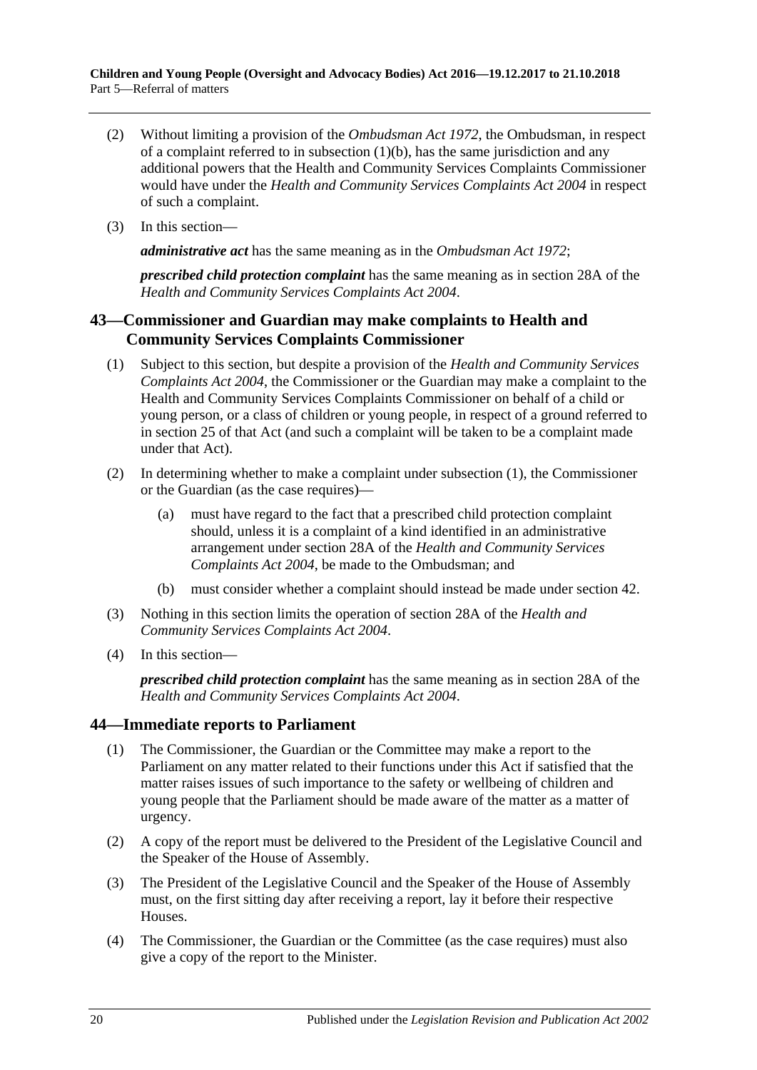(2) Without limiting a provision of the *Ombudsman Act 1972*, the Ombudsman, in respect of a complaint referred to in subsection (1)(b), has the same jurisdiction and any additional powers that the Health and Community Services Complaints Commissioner would have under the *Health and Community Services Complaints Act 2004* in respect of such a complaint.

(3) In this section—

***administrative act*** has the same meaning as in the *Ombudsman Act 1972*;

***prescribed child protection complaint*** has the same meaning as in section 28A of the *Health and Community Services Complaints Act 2004*.

## 43—Commissioner and Guardian may make complaints to Health and Community Services Complaints Commissioner

(1) Subject to this section, but despite a provision of the *Health and Community Services Complaints Act 2004*, the Commissioner or the Guardian may make a complaint to the Health and Community Services Complaints Commissioner on behalf of a child or young person, or a class of children or young people, in respect of a ground referred to in section 25 of that Act (and such a complaint will be taken to be a complaint made under that Act).

(2) In determining whether to make a complaint under subsection (1), the Commissioner or the Guardian (as the case requires)—

(a) must have regard to the fact that a prescribed child protection complaint should, unless it is a complaint of a kind identified in an administrative arrangement under section 28A of the *Health and Community Services Complaints Act 2004*, be made to the Ombudsman; and

(b) must consider whether a complaint should instead be made under section 42.

(3) Nothing in this section limits the operation of section 28A of the *Health and Community Services Complaints Act 2004*.

(4) In this section—

***prescribed child protection complaint*** has the same meaning as in section 28A of the *Health and Community Services Complaints Act 2004*.

## 44—Immediate reports to Parliament

(1) The Commissioner, the Guardian or the Committee may make a report to the Parliament on any matter related to their functions under this Act if satisfied that the matter raises issues of such importance to the safety or wellbeing of children and young people that the Parliament should be made aware of the matter as a matter of urgency.

(2) A copy of the report must be delivered to the President of the Legislative Council and the Speaker of the House of Assembly.

(3) The President of the Legislative Council and the Speaker of the House of Assembly must, on the first sitting day after receiving a report, lay it before their respective Houses.

(4) The Commissioner, the Guardian or the Committee (as the case requires) must also give a copy of the report to the Minister.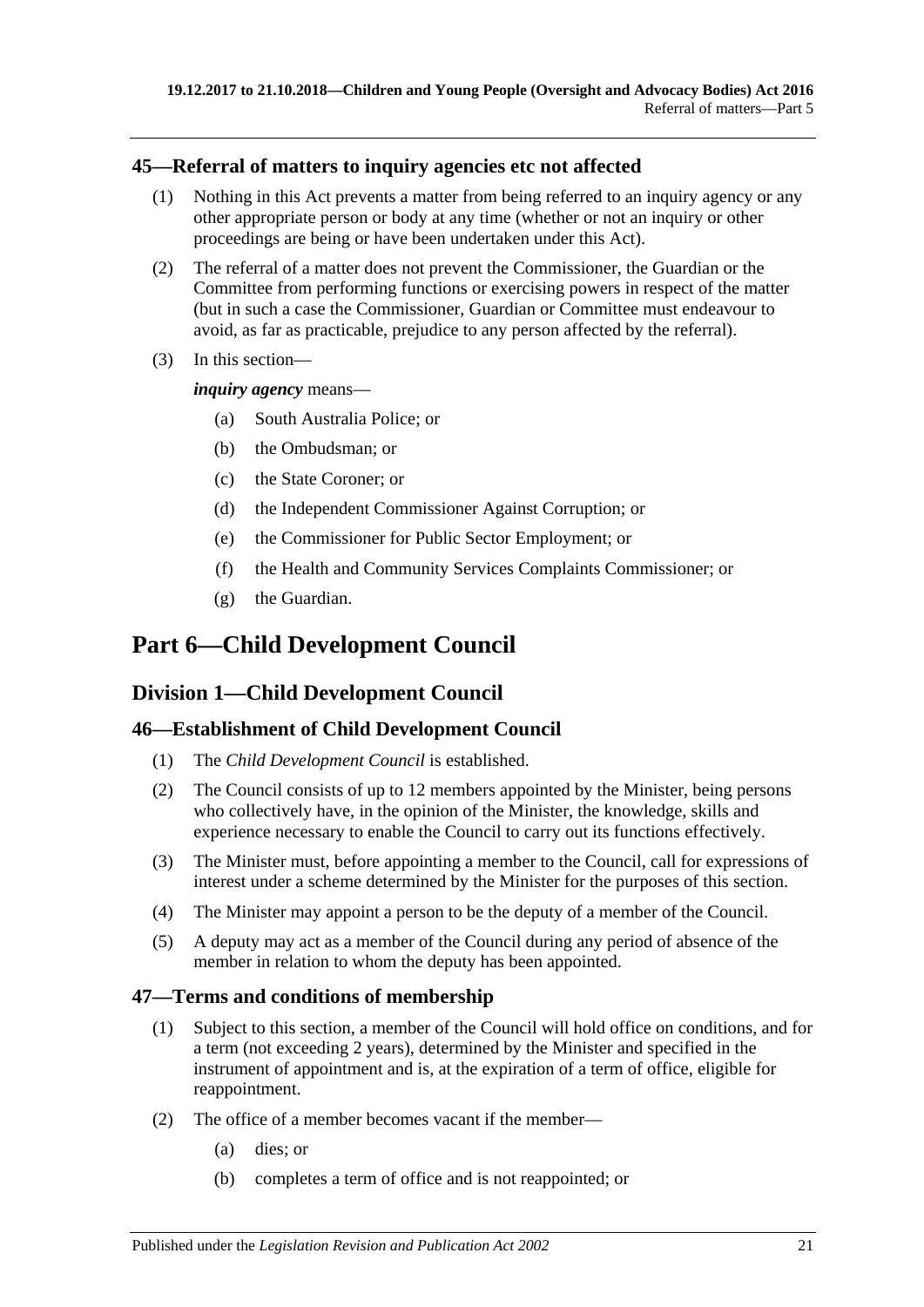### 45—Referral of matters to inquiry agencies etc not affected

(1) Nothing in this Act prevents a matter from being referred to an inquiry agency or any other appropriate person or body at any time (whether or not an inquiry or other proceedings are being or have been undertaken under this Act).

(2) The referral of a matter does not prevent the Commissioner, the Guardian or the Committee from performing functions or exercising powers in respect of the matter (but in such a case the Commissioner, Guardian or Committee must endeavour to avoid, as far as practicable, prejudice to any person affected by the referral).

(3) In this section—

***inquiry agency*** means—

- (a) South Australia Police; or
- (b) the Ombudsman; or
- (c) the State Coroner; or
- (d) the Independent Commissioner Against Corruption; or
- (e) the Commissioner for Public Sector Employment; or
- (f) the Health and Community Services Complaints Commissioner; or
- (g) the Guardian.

# Part 6—Child Development Council

## Division 1—Child Development Council

### 46—Establishment of Child Development Council

(1) The *Child Development Council* is established.

(2) The Council consists of up to 12 members appointed by the Minister, being persons who collectively have, in the opinion of the Minister, the knowledge, skills and experience necessary to enable the Council to carry out its functions effectively.

(3) The Minister must, before appointing a member to the Council, call for expressions of interest under a scheme determined by the Minister for the purposes of this section.

(4) The Minister may appoint a person to be the deputy of a member of the Council.

(5) A deputy may act as a member of the Council during any period of absence of the member in relation to whom the deputy has been appointed.

### 47—Terms and conditions of membership

(1) Subject to this section, a member of the Council will hold office on conditions, and for a term (not exceeding 2 years), determined by the Minister and specified in the instrument of appointment and is, at the expiration of a term of office, eligible for reappointment.

(2) The office of a member becomes vacant if the member—

- (a) dies; or
- (b) completes a term of office and is not reappointed; or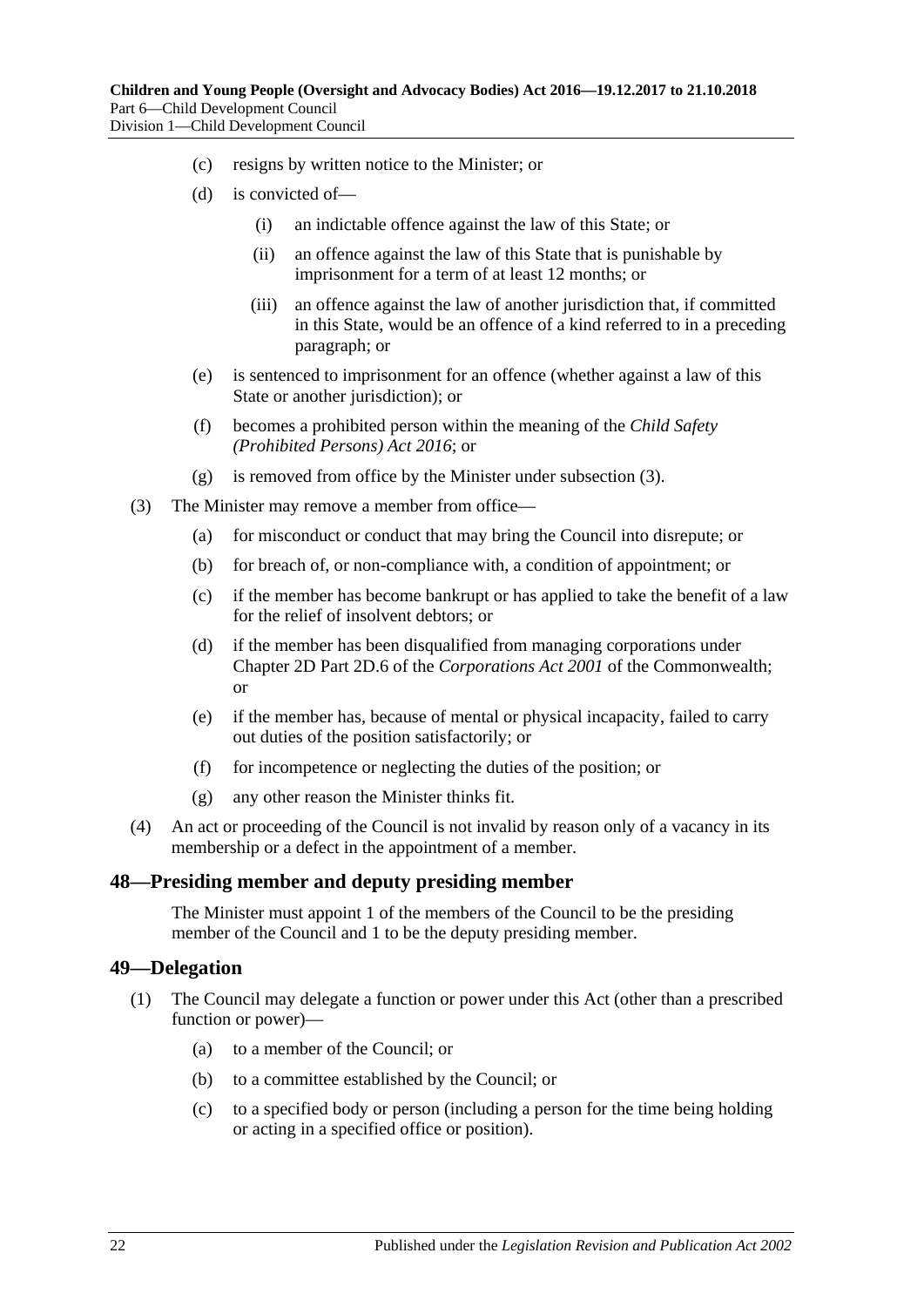(c) resigns by written notice to the Minister; or

(d) is convicted of—

(i) an indictable offence against the law of this State; or

(ii) an offence against the law of this State that is punishable by imprisonment for a term of at least 12 months; or

(iii) an offence against the law of another jurisdiction that, if committed in this State, would be an offence of a kind referred to in a preceding paragraph; or

(e) is sentenced to imprisonment for an offence (whether against a law of this State or another jurisdiction); or

(f) becomes a prohibited person within the meaning of the *Child Safety (Prohibited Persons) Act 2016*; or

(g) is removed from office by the Minister under subsection (3).

(3) The Minister may remove a member from office—

(a) for misconduct or conduct that may bring the Council into disrepute; or

(b) for breach of, or non-compliance with, a condition of appointment; or

(c) if the member has become bankrupt or has applied to take the benefit of a law for the relief of insolvent debtors; or

(d) if the member has been disqualified from managing corporations under Chapter 2D Part 2D.6 of the *Corporations Act 2001* of the Commonwealth; or

(e) if the member has, because of mental or physical incapacity, failed to carry out duties of the position satisfactorily; or

(f) for incompetence or neglecting the duties of the position; or

(g) any other reason the Minister thinks fit.

(4) An act or proceeding of the Council is not invalid by reason only of a vacancy in its membership or a defect in the appointment of a member.

## 48—Presiding member and deputy presiding member

The Minister must appoint 1 of the members of the Council to be the presiding member of the Council and 1 to be the deputy presiding member.

## 49—Delegation

(1) The Council may delegate a function or power under this Act (other than a prescribed function or power)—

(a) to a member of the Council; or

(b) to a committee established by the Council; or

(c) to a specified body or person (including a person for the time being holding or acting in a specified office or position).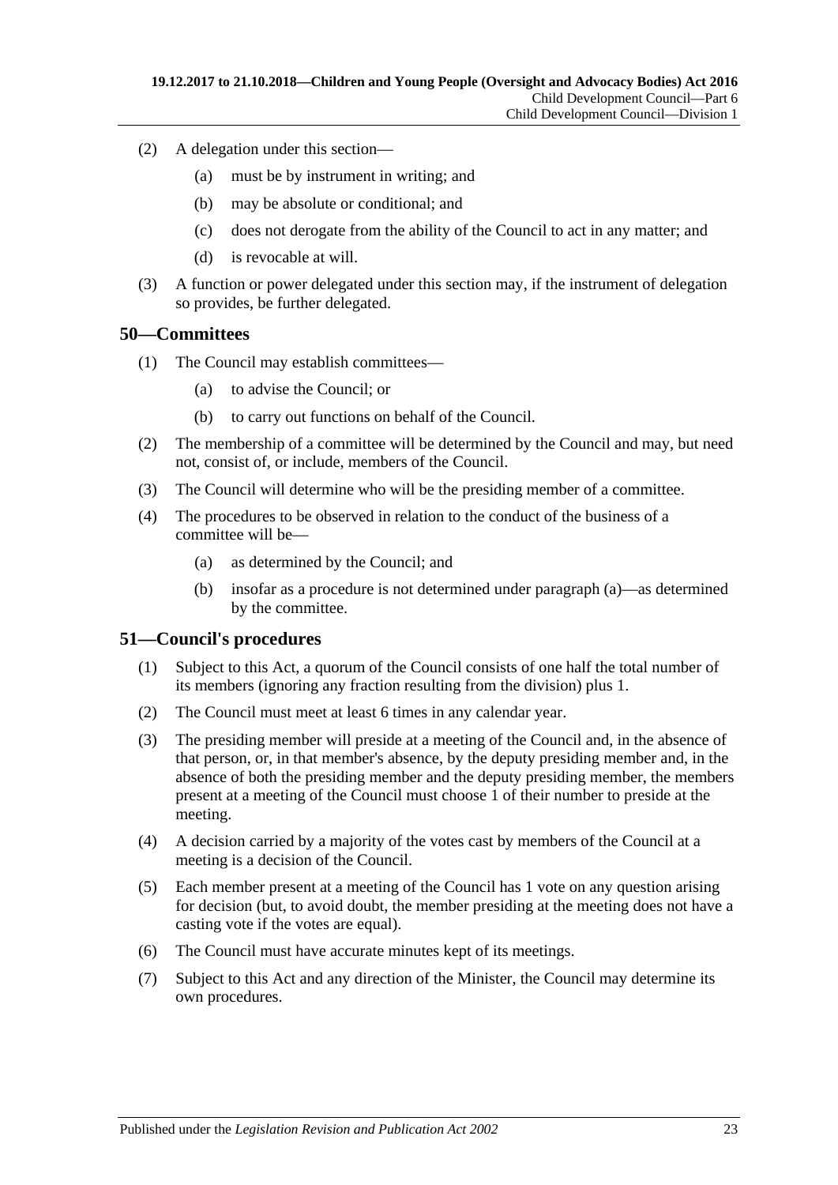(2) A delegation under this section—

(a) must be by instrument in writing; and

(b) may be absolute or conditional; and

(c) does not derogate from the ability of the Council to act in any matter; and

(d) is revocable at will.

(3) A function or power delegated under this section may, if the instrument of delegation so provides, be further delegated.

## 50—Committees

(1) The Council may establish committees—

(a) to advise the Council; or

(b) to carry out functions on behalf of the Council.

(2) The membership of a committee will be determined by the Council and may, but need not, consist of, or include, members of the Council.

(3) The Council will determine who will be the presiding member of a committee.

(4) The procedures to be observed in relation to the conduct of the business of a committee will be—

(a) as determined by the Council; and

(b) insofar as a procedure is not determined under paragraph (a)—as determined by the committee.

## 51—Council's procedures

(1) Subject to this Act, a quorum of the Council consists of one half the total number of its members (ignoring any fraction resulting from the division) plus 1.

(2) The Council must meet at least 6 times in any calendar year.

(3) The presiding member will preside at a meeting of the Council and, in the absence of that person, or, in that member's absence, by the deputy presiding member and, in the absence of both the presiding member and the deputy presiding member, the members present at a meeting of the Council must choose 1 of their number to preside at the meeting.

(4) A decision carried by a majority of the votes cast by members of the Council at a meeting is a decision of the Council.

(5) Each member present at a meeting of the Council has 1 vote on any question arising for decision (but, to avoid doubt, the member presiding at the meeting does not have a casting vote if the votes are equal).

(6) The Council must have accurate minutes kept of its meetings.

(7) Subject to this Act and any direction of the Minister, the Council may determine its own procedures.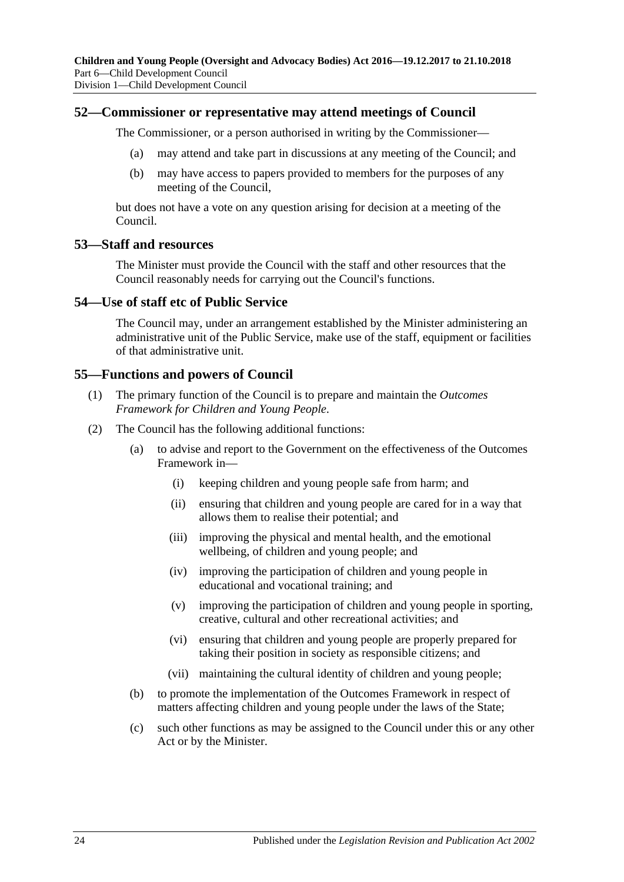## 52—Commissioner or representative may attend meetings of Council

The Commissioner, or a person authorised in writing by the Commissioner—

(a) may attend and take part in discussions at any meeting of the Council; and

(b) may have access to papers provided to members for the purposes of any meeting of the Council,

but does not have a vote on any question arising for decision at a meeting of the Council.

## 53—Staff and resources

The Minister must provide the Council with the staff and other resources that the Council reasonably needs for carrying out the Council's functions.

## 54—Use of staff etc of Public Service

The Council may, under an arrangement established by the Minister administering an administrative unit of the Public Service, make use of the staff, equipment or facilities of that administrative unit.

## 55—Functions and powers of Council

(1) The primary function of the Council is to prepare and maintain the *Outcomes Framework for Children and Young People*.

(2) The Council has the following additional functions:

(a) to advise and report to the Government on the effectiveness of the Outcomes Framework in—

(i) keeping children and young people safe from harm; and

(ii) ensuring that children and young people are cared for in a way that allows them to realise their potential; and

(iii) improving the physical and mental health, and the emotional wellbeing, of children and young people; and

(iv) improving the participation of children and young people in educational and vocational training; and

(v) improving the participation of children and young people in sporting, creative, cultural and other recreational activities; and

(vi) ensuring that children and young people are properly prepared for taking their position in society as responsible citizens; and

(vii) maintaining the cultural identity of children and young people;

(b) to promote the implementation of the Outcomes Framework in respect of matters affecting children and young people under the laws of the State;

(c) such other functions as may be assigned to the Council under this or any other Act or by the Minister.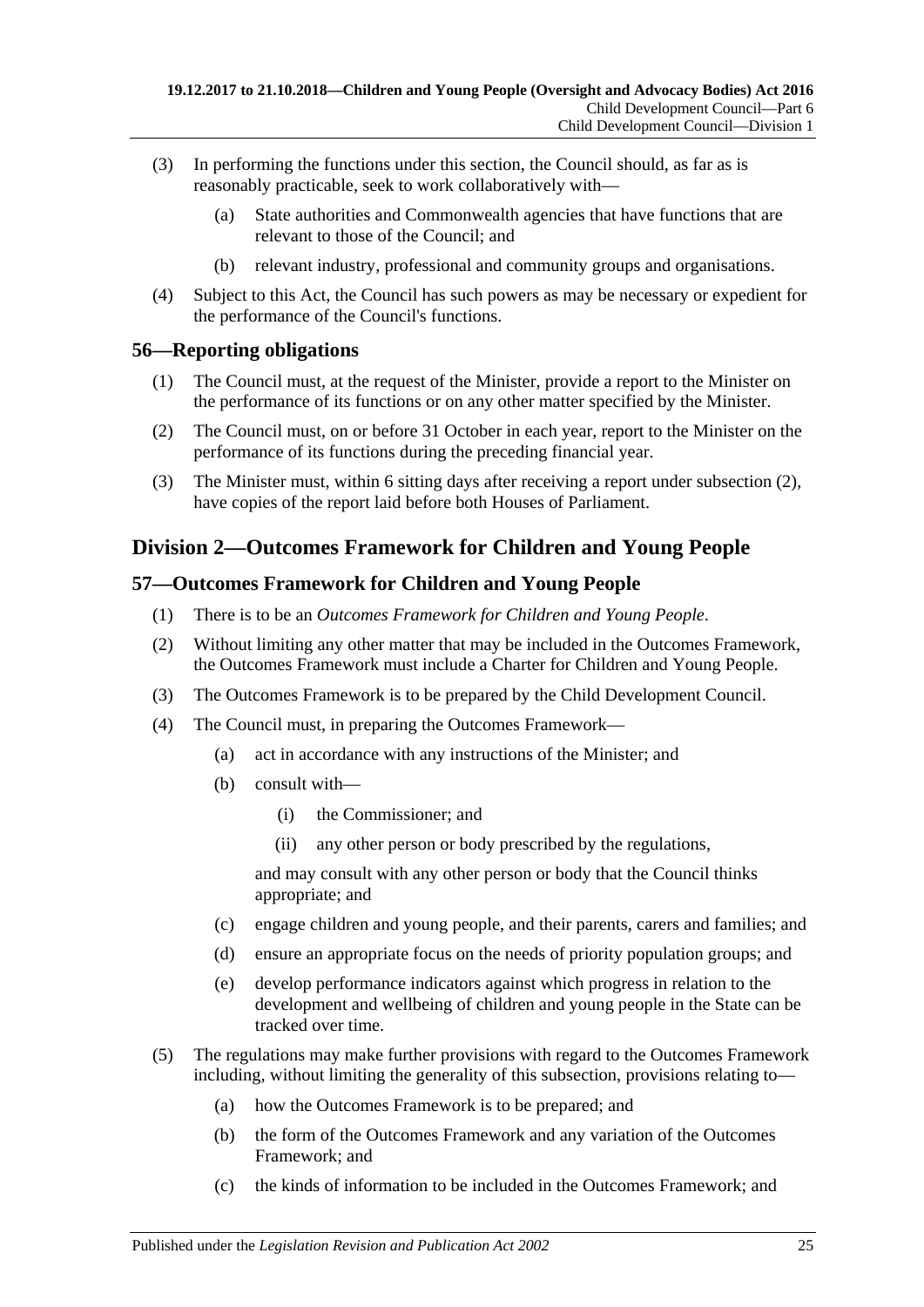(3) In performing the functions under this section, the Council should, as far as is reasonably practicable, seek to work collaboratively with—

  (a) State authorities and Commonwealth agencies that have functions that are relevant to those of the Council; and

  (b) relevant industry, professional and community groups and organisations.

(4) Subject to this Act, the Council has such powers as may be necessary or expedient for the performance of the Council's functions.

## 56—Reporting obligations

(1) The Council must, at the request of the Minister, provide a report to the Minister on the performance of its functions or on any other matter specified by the Minister.

(2) The Council must, on or before 31 October in each year, report to the Minister on the performance of its functions during the preceding financial year.

(3) The Minister must, within 6 sitting days after receiving a report under subsection (2), have copies of the report laid before both Houses of Parliament.

# Division 2—Outcomes Framework for Children and Young People

## 57—Outcomes Framework for Children and Young People

(1) There is to be an *Outcomes Framework for Children and Young People*.

(2) Without limiting any other matter that may be included in the Outcomes Framework, the Outcomes Framework must include a Charter for Children and Young People.

(3) The Outcomes Framework is to be prepared by the Child Development Council.

(4) The Council must, in preparing the Outcomes Framework—

  (a) act in accordance with any instructions of the Minister; and

  (b) consult with—

    (i) the Commissioner; and

    (ii) any other person or body prescribed by the regulations,

  and may consult with any other person or body that the Council thinks appropriate; and

  (c) engage children and young people, and their parents, carers and families; and

  (d) ensure an appropriate focus on the needs of priority population groups; and

  (e) develop performance indicators against which progress in relation to the development and wellbeing of children and young people in the State can be tracked over time.

(5) The regulations may make further provisions with regard to the Outcomes Framework including, without limiting the generality of this subsection, provisions relating to—

  (a) how the Outcomes Framework is to be prepared; and

  (b) the form of the Outcomes Framework and any variation of the Outcomes Framework; and

  (c) the kinds of information to be included in the Outcomes Framework; and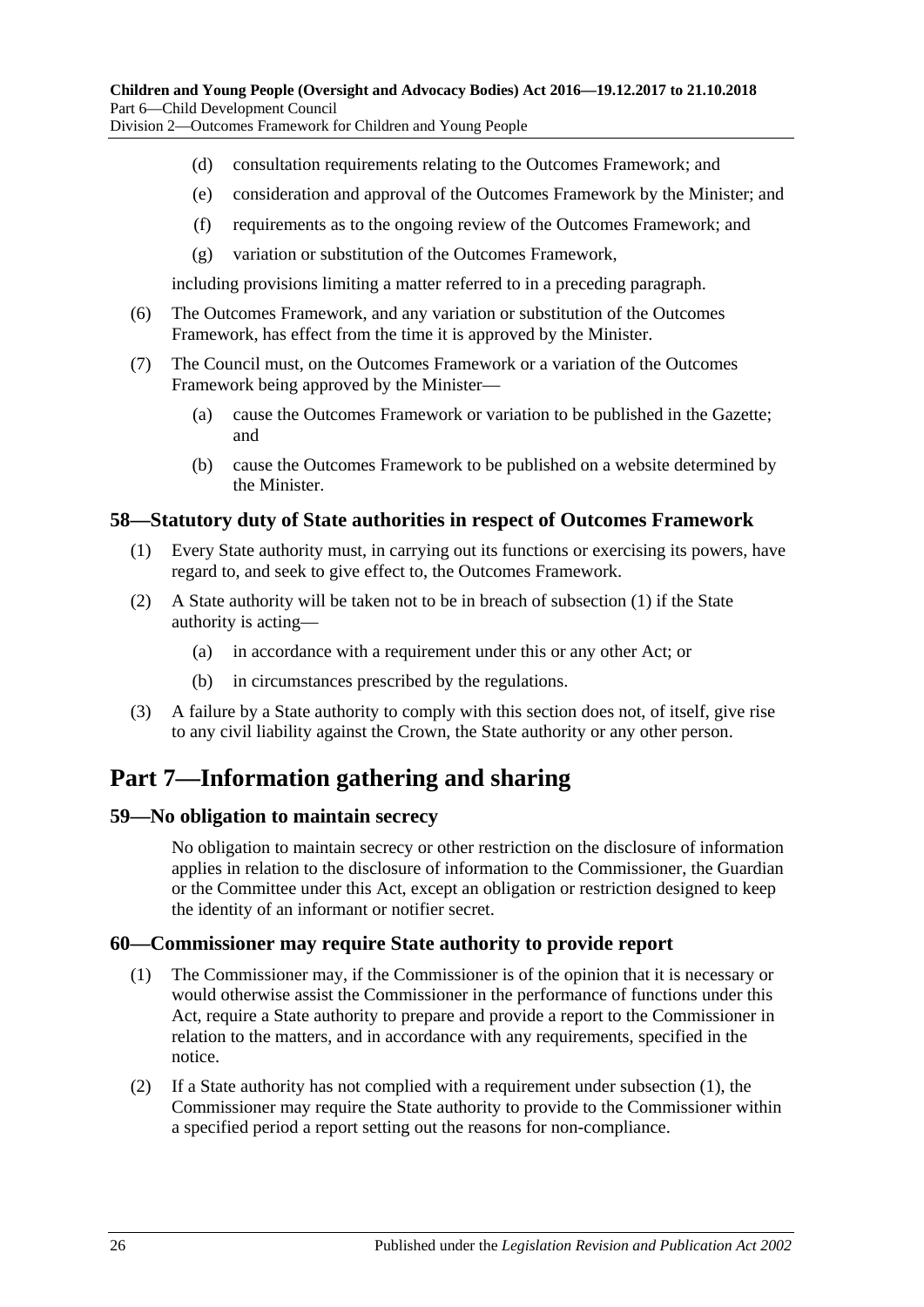(d) consultation requirements relating to the Outcomes Framework; and

(e) consideration and approval of the Outcomes Framework by the Minister; and

(f) requirements as to the ongoing review of the Outcomes Framework; and

(g) variation or substitution of the Outcomes Framework,

including provisions limiting a matter referred to in a preceding paragraph.

(6) The Outcomes Framework, and any variation or substitution of the Outcomes Framework, has effect from the time it is approved by the Minister.

(7) The Council must, on the Outcomes Framework or a variation of the Outcomes Framework being approved by the Minister—

(a) cause the Outcomes Framework or variation to be published in the Gazette; and

(b) cause the Outcomes Framework to be published on a website determined by the Minister.

### 58—Statutory duty of State authorities in respect of Outcomes Framework

(1) Every State authority must, in carrying out its functions or exercising its powers, have regard to, and seek to give effect to, the Outcomes Framework.

(2) A State authority will be taken not to be in breach of subsection (1) if the State authority is acting—

(a) in accordance with a requirement under this or any other Act; or

(b) in circumstances prescribed by the regulations.

(3) A failure by a State authority to comply with this section does not, of itself, give rise to any civil liability against the Crown, the State authority or any other person.

## Part 7—Information gathering and sharing

### 59—No obligation to maintain secrecy

No obligation to maintain secrecy or other restriction on the disclosure of information applies in relation to the disclosure of information to the Commissioner, the Guardian or the Committee under this Act, except an obligation or restriction designed to keep the identity of an informant or notifier secret.

### 60—Commissioner may require State authority to provide report

(1) The Commissioner may, if the Commissioner is of the opinion that it is necessary or would otherwise assist the Commissioner in the performance of functions under this Act, require a State authority to prepare and provide a report to the Commissioner in relation to the matters, and in accordance with any requirements, specified in the notice.

(2) If a State authority has not complied with a requirement under subsection (1), the Commissioner may require the State authority to provide to the Commissioner within a specified period a report setting out the reasons for non-compliance.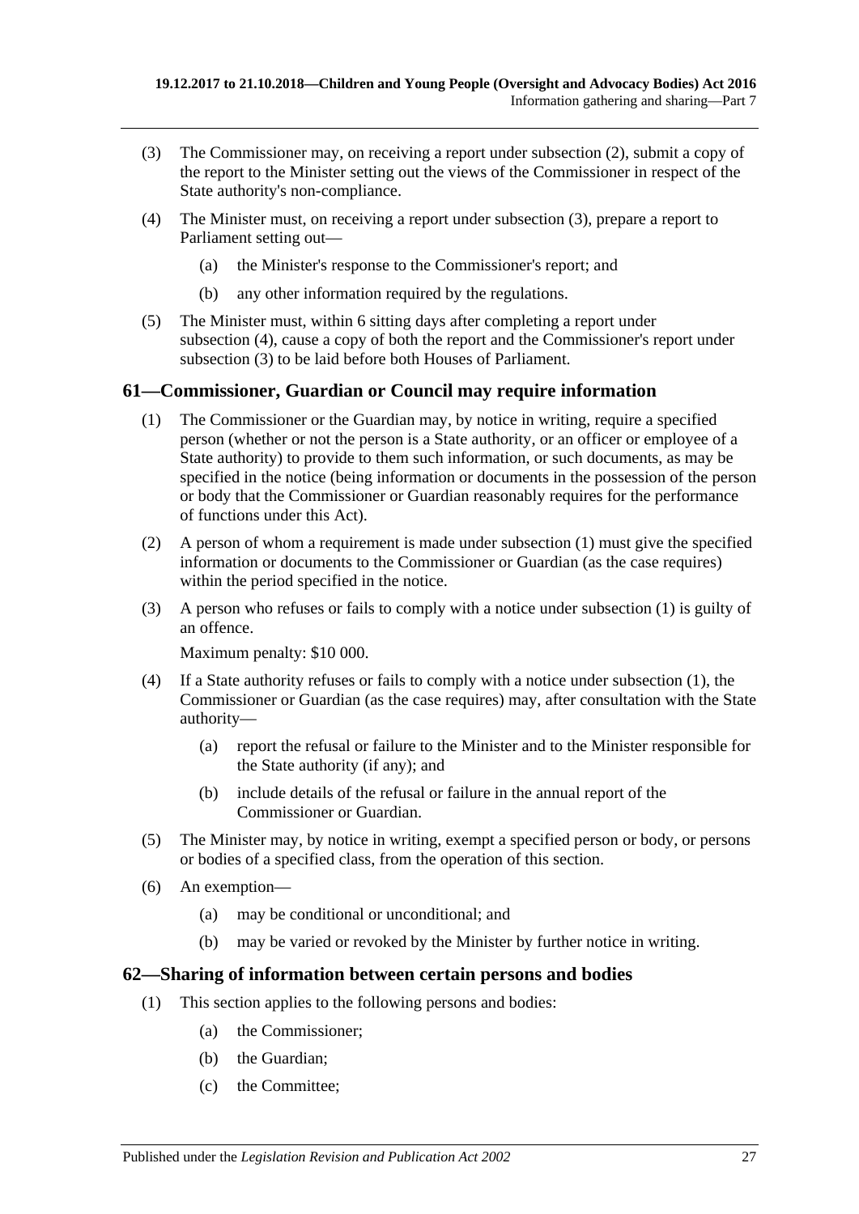(3) The Commissioner may, on receiving a report under subsection (2), submit a copy of the report to the Minister setting out the views of the Commissioner in respect of the State authority's non-compliance.

(4) The Minister must, on receiving a report under subsection (3), prepare a report to Parliament setting out—

(a) the Minister's response to the Commissioner's report; and

(b) any other information required by the regulations.

(5) The Minister must, within 6 sitting days after completing a report under subsection (4), cause a copy of both the report and the Commissioner's report under subsection (3) to be laid before both Houses of Parliament.

## 61—Commissioner, Guardian or Council may require information

(1) The Commissioner or the Guardian may, by notice in writing, require a specified person (whether or not the person is a State authority, or an officer or employee of a State authority) to provide to them such information, or such documents, as may be specified in the notice (being information or documents in the possession of the person or body that the Commissioner or Guardian reasonably requires for the performance of functions under this Act).

(2) A person of whom a requirement is made under subsection (1) must give the specified information or documents to the Commissioner or Guardian (as the case requires) within the period specified in the notice.

(3) A person who refuses or fails to comply with a notice under subsection (1) is guilty of an offence.

Maximum penalty: $10 000.

(4) If a State authority refuses or fails to comply with a notice under subsection (1), the Commissioner or Guardian (as the case requires) may, after consultation with the State authority—

(a) report the refusal or failure to the Minister and to the Minister responsible for the State authority (if any); and

(b) include details of the refusal or failure in the annual report of the Commissioner or Guardian.

(5) The Minister may, by notice in writing, exempt a specified person or body, or persons or bodies of a specified class, from the operation of this section.

(6) An exemption—

(a) may be conditional or unconditional; and

(b) may be varied or revoked by the Minister by further notice in writing.

## 62—Sharing of information between certain persons and bodies

(1) This section applies to the following persons and bodies:

(a) the Commissioner;

(b) the Guardian;

(c) the Committee;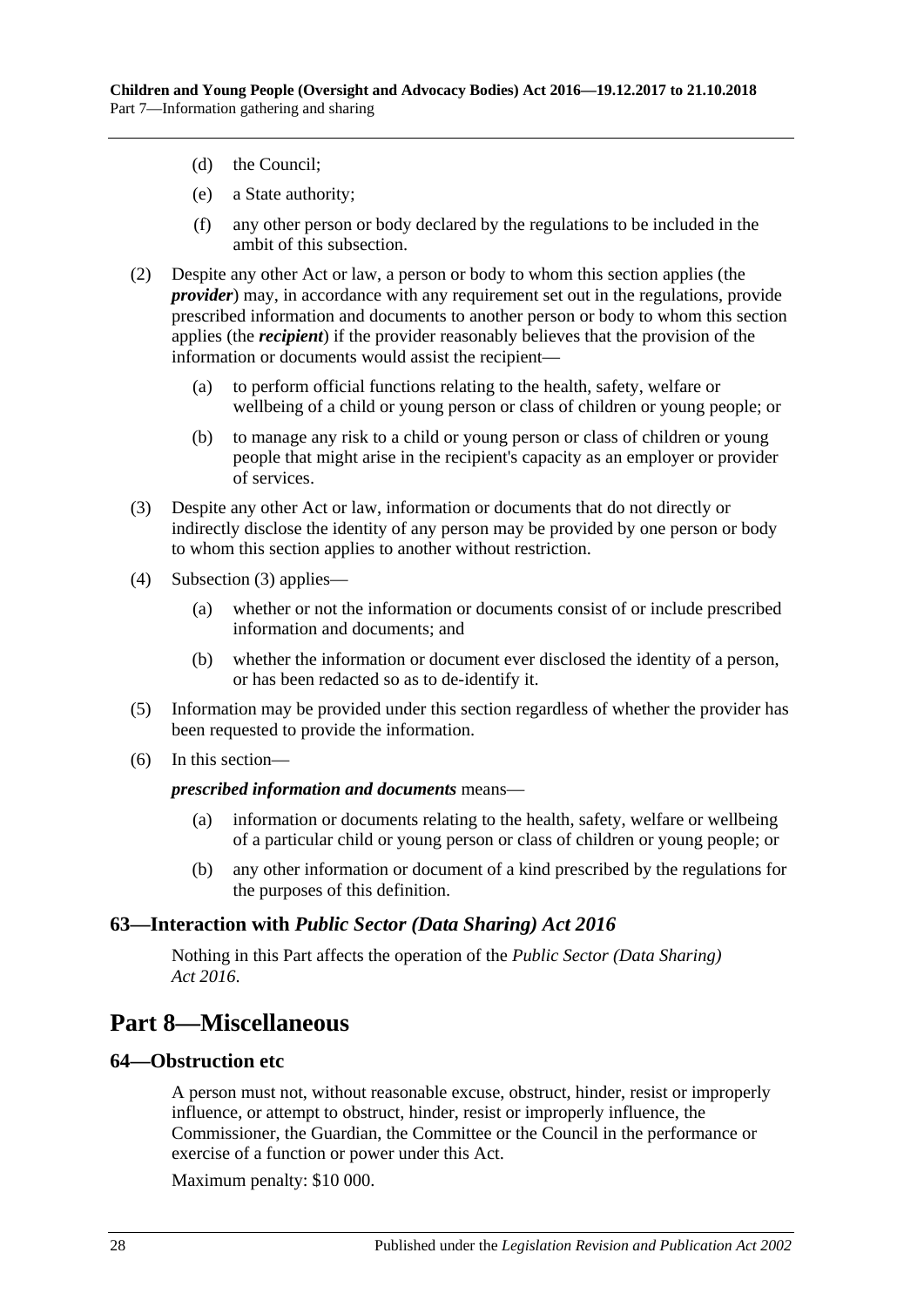(d) the Council;

(e) a State authority;

(f) any other person or body declared by the regulations to be included in the ambit of this subsection.

(2) Despite any other Act or law, a person or body to whom this section applies (the ***provider***) may, in accordance with any requirement set out in the regulations, provide prescribed information and documents to another person or body to whom this section applies (the ***recipient***) if the provider reasonably believes that the provision of the information or documents would assist the recipient—

(a) to perform official functions relating to the health, safety, welfare or wellbeing of a child or young person or class of children or young people; or

(b) to manage any risk to a child or young person or class of children or young people that might arise in the recipient's capacity as an employer or provider of services.

(3) Despite any other Act or law, information or documents that do not directly or indirectly disclose the identity of any person may be provided by one person or body to whom this section applies to another without restriction.

(4) Subsection (3) applies—

(a) whether or not the information or documents consist of or include prescribed information and documents; and

(b) whether the information or document ever disclosed the identity of a person, or has been redacted so as to de-identify it.

(5) Information may be provided under this section regardless of whether the provider has been requested to provide the information.

(6) In this section—

***prescribed information and documents*** means—

(a) information or documents relating to the health, safety, welfare or wellbeing of a particular child or young person or class of children or young people; or

(b) any other information or document of a kind prescribed by the regulations for the purposes of this definition.

### 63—Interaction with *Public Sector (Data Sharing) Act 2016*

Nothing in this Part affects the operation of the *Public Sector (Data Sharing) Act 2016*.

## Part 8—Miscellaneous

### 64—Obstruction etc

A person must not, without reasonable excuse, obstruct, hinder, resist or improperly influence, or attempt to obstruct, hinder, resist or improperly influence, the Commissioner, the Guardian, the Committee or the Council in the performance or exercise of a function or power under this Act.

Maximum penalty: $10 000.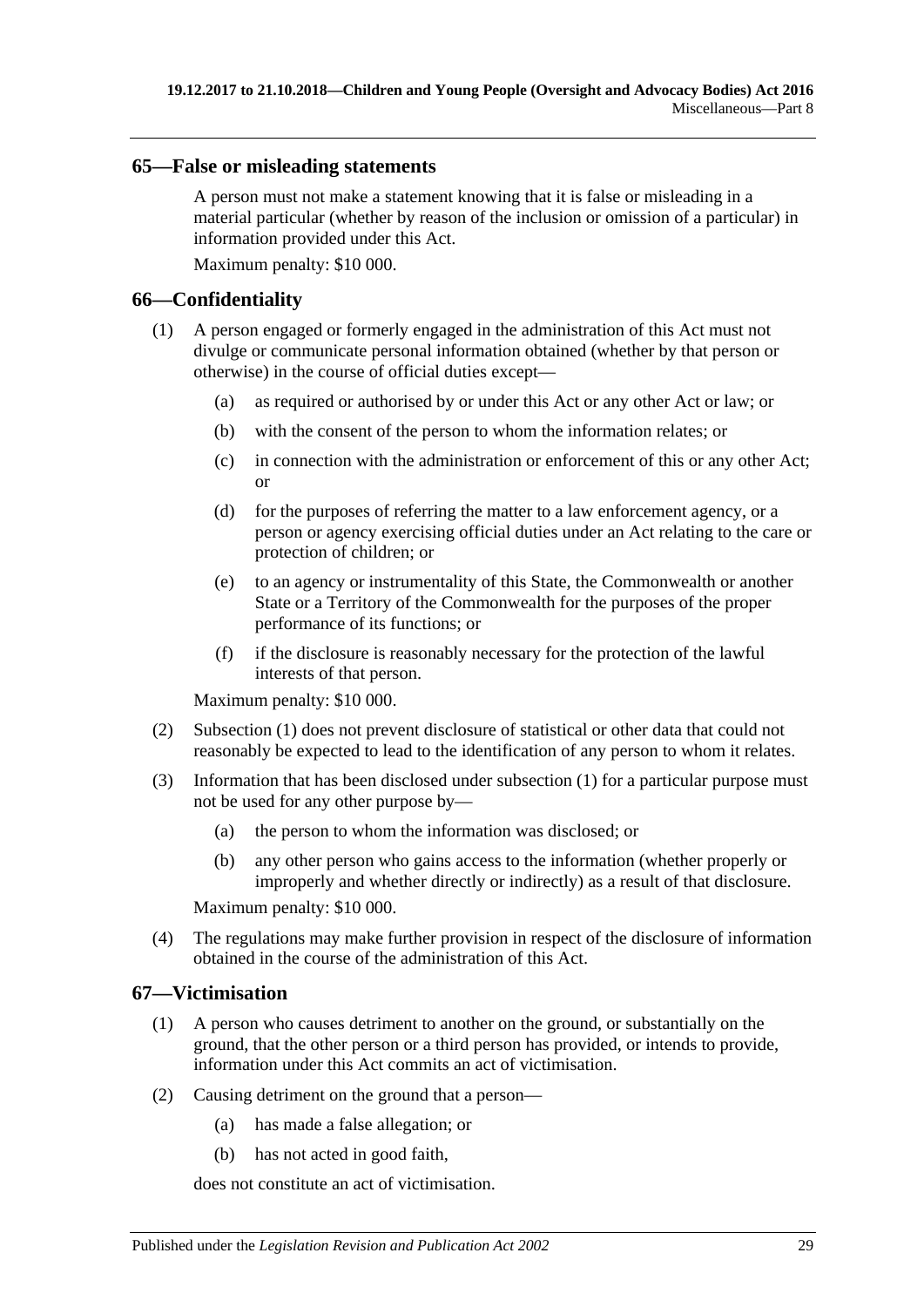## 65—False or misleading statements

A person must not make a statement knowing that it is false or misleading in a material particular (whether by reason of the inclusion or omission of a particular) in information provided under this Act.

Maximum penalty: $10 000.

## 66—Confidentiality

(1) A person engaged or formerly engaged in the administration of this Act must not divulge or communicate personal information obtained (whether by that person or otherwise) in the course of official duties except—

(a) as required or authorised by or under this Act or any other Act or law; or

(b) with the consent of the person to whom the information relates; or

(c) in connection with the administration or enforcement of this or any other Act; or

(d) for the purposes of referring the matter to a law enforcement agency, or a person or agency exercising official duties under an Act relating to the care or protection of children; or

(e) to an agency or instrumentality of this State, the Commonwealth or another State or a Territory of the Commonwealth for the purposes of the proper performance of its functions; or

(f) if the disclosure is reasonably necessary for the protection of the lawful interests of that person.

Maximum penalty: $10 000.

(2) Subsection (1) does not prevent disclosure of statistical or other data that could not reasonably be expected to lead to the identification of any person to whom it relates.

(3) Information that has been disclosed under subsection (1) for a particular purpose must not be used for any other purpose by—

(a) the person to whom the information was disclosed; or

(b) any other person who gains access to the information (whether properly or improperly and whether directly or indirectly) as a result of that disclosure.

Maximum penalty: $10 000.

(4) The regulations may make further provision in respect of the disclosure of information obtained in the course of the administration of this Act.

## 67—Victimisation

(1) A person who causes detriment to another on the ground, or substantially on the ground, that the other person or a third person has provided, or intends to provide, information under this Act commits an act of victimisation.

(2) Causing detriment on the ground that a person—

(a) has made a false allegation; or

(b) has not acted in good faith,

does not constitute an act of victimisation.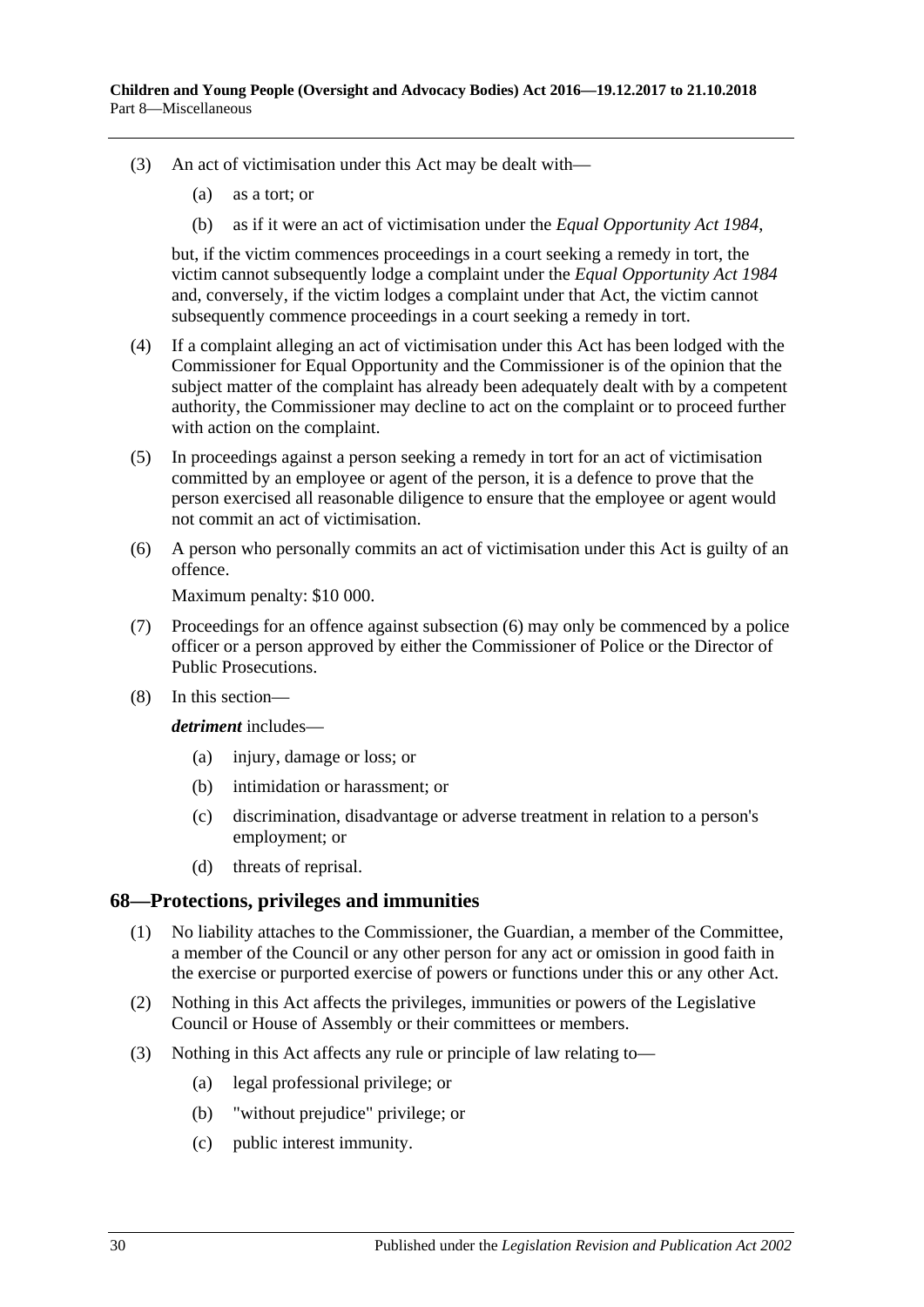(3) An act of victimisation under this Act may be dealt with—

(a) as a tort; or

(b) as if it were an act of victimisation under the *Equal Opportunity Act 1984*,

but, if the victim commences proceedings in a court seeking a remedy in tort, the victim cannot subsequently lodge a complaint under the *Equal Opportunity Act 1984* and, conversely, if the victim lodges a complaint under that Act, the victim cannot subsequently commence proceedings in a court seeking a remedy in tort.

(4) If a complaint alleging an act of victimisation under this Act has been lodged with the Commissioner for Equal Opportunity and the Commissioner is of the opinion that the subject matter of the complaint has already been adequately dealt with by a competent authority, the Commissioner may decline to act on the complaint or to proceed further with action on the complaint.

(5) In proceedings against a person seeking a remedy in tort for an act of victimisation committed by an employee or agent of the person, it is a defence to prove that the person exercised all reasonable diligence to ensure that the employee or agent would not commit an act of victimisation.

(6) A person who personally commits an act of victimisation under this Act is guilty of an offence.

Maximum penalty: $10 000.

(7) Proceedings for an offence against subsection (6) may only be commenced by a police officer or a person approved by either the Commissioner of Police or the Director of Public Prosecutions.

(8) In this section—

***detriment*** includes—

(a) injury, damage or loss; or

(b) intimidation or harassment; or

(c) discrimination, disadvantage or adverse treatment in relation to a person's employment; or

(d) threats of reprisal.

## 68—Protections, privileges and immunities

(1) No liability attaches to the Commissioner, the Guardian, a member of the Committee, a member of the Council or any other person for any act or omission in good faith in the exercise or purported exercise of powers or functions under this or any other Act.

(2) Nothing in this Act affects the privileges, immunities or powers of the Legislative Council or House of Assembly or their committees or members.

(3) Nothing in this Act affects any rule or principle of law relating to—

(a) legal professional privilege; or

(b) "without prejudice" privilege; or

(c) public interest immunity.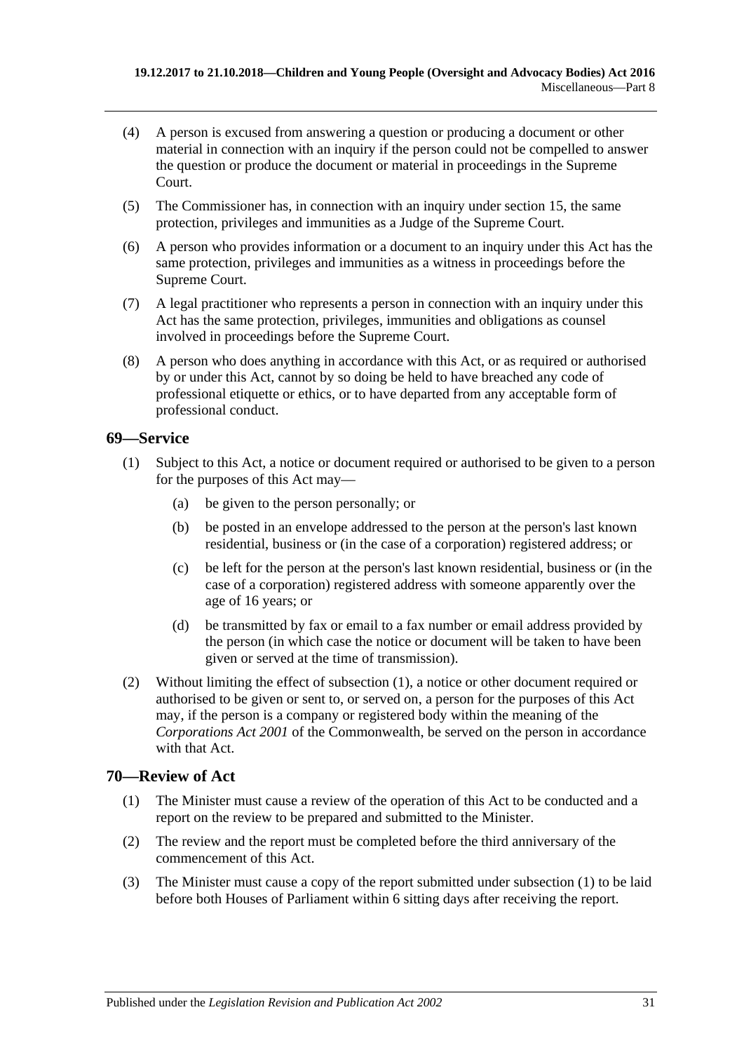(4) A person is excused from answering a question or producing a document or other material in connection with an inquiry if the person could not be compelled to answer the question or produce the document or material in proceedings in the Supreme Court.

(5) The Commissioner has, in connection with an inquiry under section 15, the same protection, privileges and immunities as a Judge of the Supreme Court.

(6) A person who provides information or a document to an inquiry under this Act has the same protection, privileges and immunities as a witness in proceedings before the Supreme Court.

(7) A legal practitioner who represents a person in connection with an inquiry under this Act has the same protection, privileges, immunities and obligations as counsel involved in proceedings before the Supreme Court.

(8) A person who does anything in accordance with this Act, or as required or authorised by or under this Act, cannot by so doing be held to have breached any code of professional etiquette or ethics, or to have departed from any acceptable form of professional conduct.

## 69—Service

(1) Subject to this Act, a notice or document required or authorised to be given to a person for the purposes of this Act may—

- (a) be given to the person personally; or
- (b) be posted in an envelope addressed to the person at the person's last known residential, business or (in the case of a corporation) registered address; or
- (c) be left for the person at the person's last known residential, business or (in the case of a corporation) registered address with someone apparently over the age of 16 years; or
- (d) be transmitted by fax or email to a fax number or email address provided by the person (in which case the notice or document will be taken to have been given or served at the time of transmission).

(2) Without limiting the effect of subsection (1), a notice or other document required or authorised to be given or sent to, or served on, a person for the purposes of this Act may, if the person is a company or registered body within the meaning of the *Corporations Act 2001* of the Commonwealth, be served on the person in accordance with that Act.

## 70—Review of Act

(1) The Minister must cause a review of the operation of this Act to be conducted and a report on the review to be prepared and submitted to the Minister.

(2) The review and the report must be completed before the third anniversary of the commencement of this Act.

(3) The Minister must cause a copy of the report submitted under subsection (1) to be laid before both Houses of Parliament within 6 sitting days after receiving the report.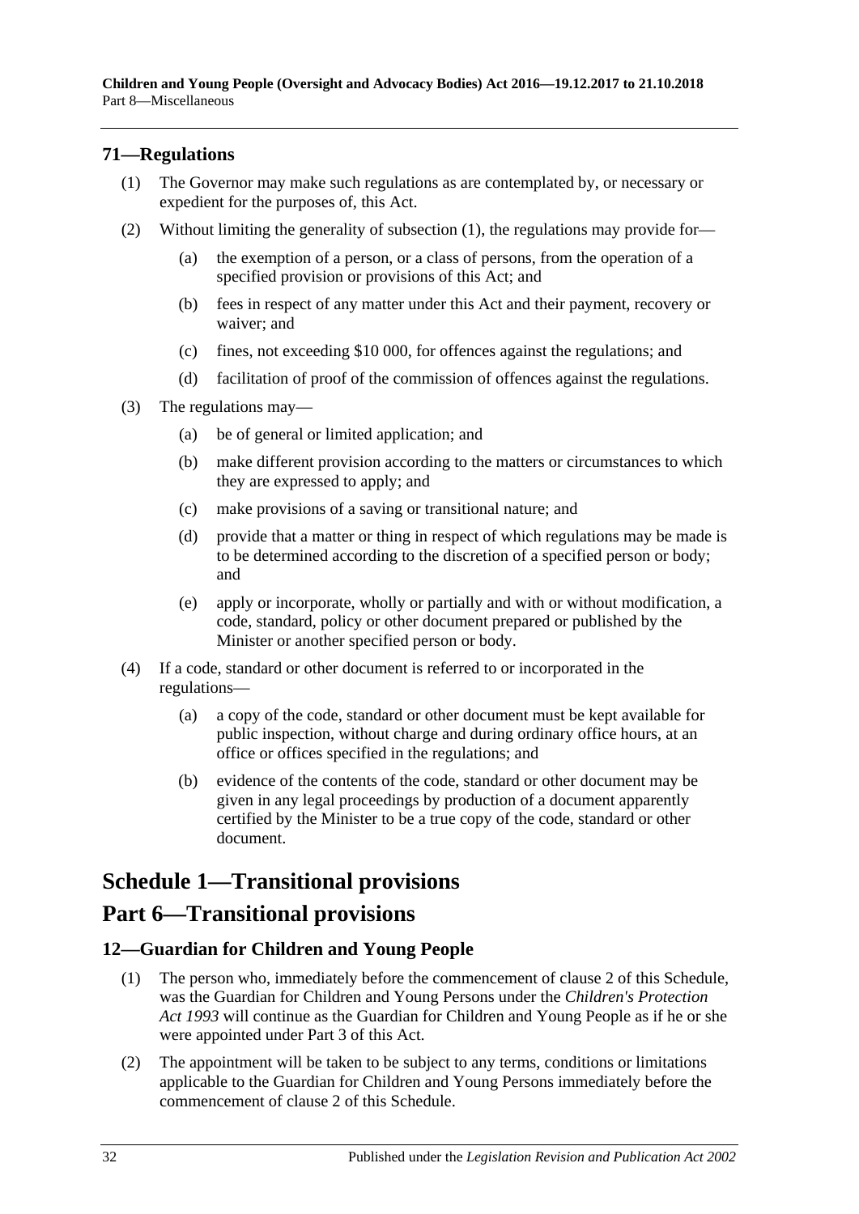### 71—Regulations

(1) The Governor may make such regulations as are contemplated by, or necessary or expedient for the purposes of, this Act.

(2) Without limiting the generality of subsection (1), the regulations may provide for—

(a) the exemption of a person, or a class of persons, from the operation of a specified provision or provisions of this Act; and

(b) fees in respect of any matter under this Act and their payment, recovery or waiver; and

(c) fines, not exceeding $10 000, for offences against the regulations; and

(d) facilitation of proof of the commission of offences against the regulations.

(3) The regulations may—

(a) be of general or limited application; and

(b) make different provision according to the matters or circumstances to which they are expressed to apply; and

(c) make provisions of a saving or transitional nature; and

(d) provide that a matter or thing in respect of which regulations may be made is to be determined according to the discretion of a specified person or body; and

(e) apply or incorporate, wholly or partially and with or without modification, a code, standard, policy or other document prepared or published by the Minister or another specified person or body.

(4) If a code, standard or other document is referred to or incorporated in the regulations—

(a) a copy of the code, standard or other document must be kept available for public inspection, without charge and during ordinary office hours, at an office or offices specified in the regulations; and

(b) evidence of the contents of the code, standard or other document may be given in any legal proceedings by production of a document apparently certified by the Minister to be a true copy of the code, standard or other document.

# Schedule 1—Transitional provisions

# Part 6—Transitional provisions

### 12—Guardian for Children and Young People

(1) The person who, immediately before the commencement of clause 2 of this Schedule, was the Guardian for Children and Young Persons under the *Children's Protection Act 1993* will continue as the Guardian for Children and Young People as if he or she were appointed under Part 3 of this Act.

(2) The appointment will be taken to be subject to any terms, conditions or limitations applicable to the Guardian for Children and Young Persons immediately before the commencement of clause 2 of this Schedule.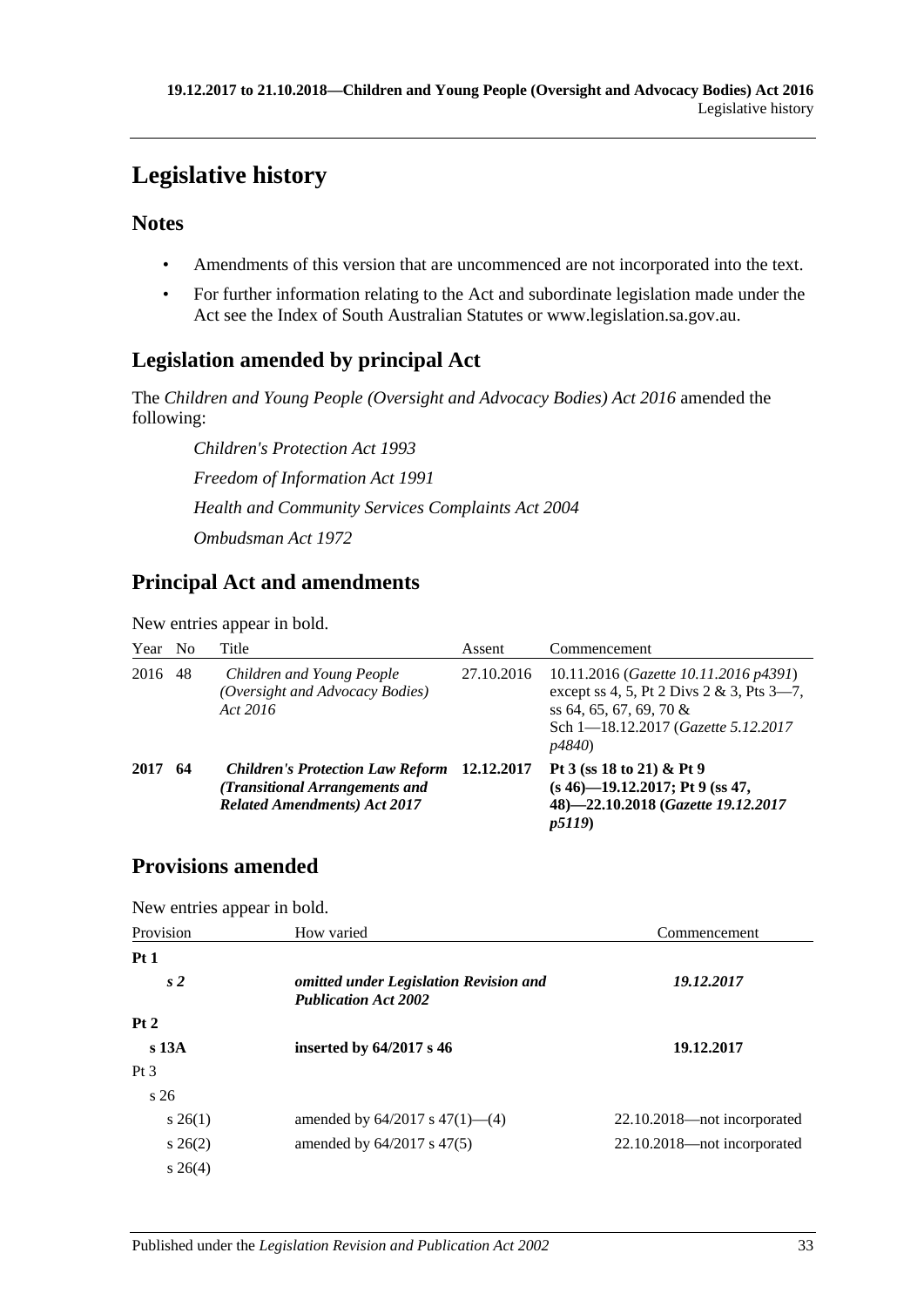# Legislative history

## Notes

- Amendments of this version that are uncommenced are not incorporated into the text.
- For further information relating to the Act and subordinate legislation made under the Act see the Index of South Australian Statutes or www.legislation.sa.gov.au.

## Legislation amended by principal Act

The *Children and Young People (Oversight and Advocacy Bodies) Act 2016* amended the following:

*Children's Protection Act 1993*

*Freedom of Information Act 1991*

*Health and Community Services Complaints Act 2004*

*Ombudsman Act 1972*

## Principal Act and amendments

New entries appear in bold.

| Year | No | Title | Assent | Commencement |
|---|---|---|---|---|
| 2016 | 48 | *Children and Young People (Oversight and Advocacy Bodies) Act 2016* | 27.10.2016 | 10.11.2016 (*Gazette 10.11.2016 p4391*) except ss 4, 5, Pt 2 Divs 2 & 3, Pts 3—7, ss 64, 65, 67, 69, 70 & Sch 1—18.12.2017 (*Gazette 5.12.2017 p4840*) |
| **2017** | **64** | ***Children's Protection Law Reform (Transitional Arrangements and Related Amendments) Act 2017*** | **12.12.2017** | **Pt 3 (ss 18 to 21) & Pt 9 (s 46)—19.12.2017; Pt 9 (ss 47, 48)—22.10.2018 (*Gazette 19.12.2017 p5119*)** |

## Provisions amended

New entries appear in bold.

| Provision | How varied | Commencement |
|---|---|---|
| **Pt 1** | | |
| ***s 2*** | ***omitted under Legislation Revision and Publication Act 2002*** | ***19.12.2017*** |
| **Pt 2** | | |
| **s 13A** | **inserted by 64/2017 s 46** | **19.12.2017** |
| Pt 3 | | |
| s 26 | | |
| s 26(1) | amended by 64/2017 s 47(1)—(4) | 22.10.2018—not incorporated |
| s 26(2) | amended by 64/2017 s 47(5) | 22.10.2018—not incorporated |
| s 26(4) | | |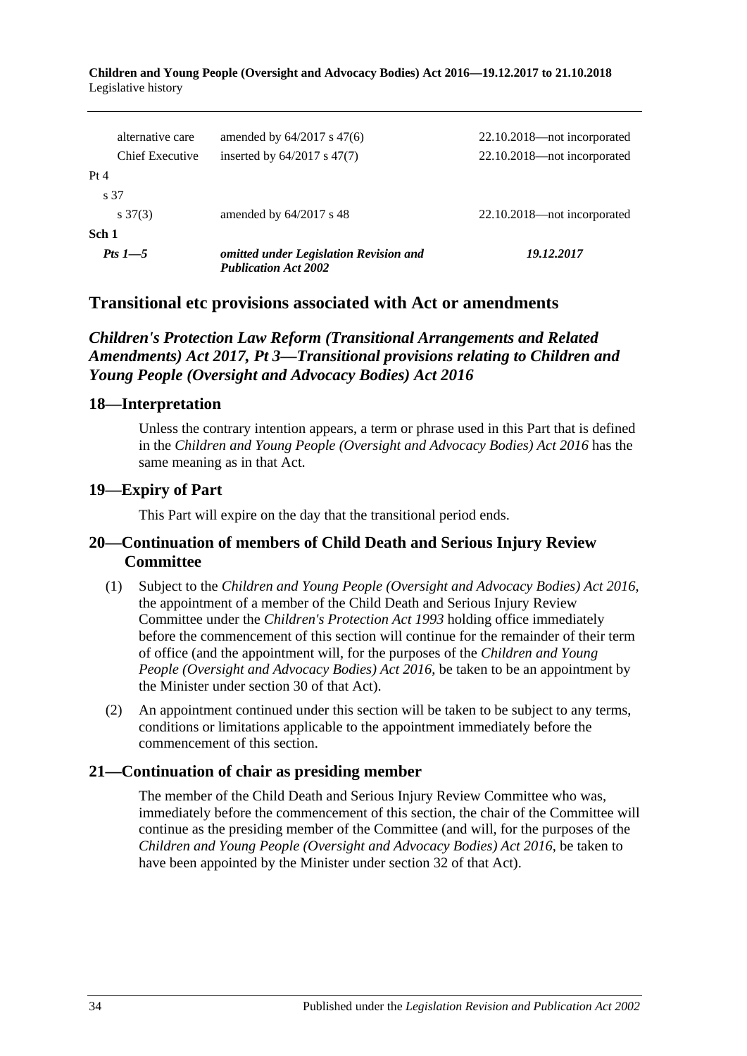| | | |
|---|---|---|
| alternative care | amended by 64/2017 s 47(6) | 22.10.2018—not incorporated |
| Chief Executive | inserted by 64/2017 s 47(7) | 22.10.2018—not incorporated |
| Pt 4 | | |
| s 37 | | |
| s 37(3) | amended by 64/2017 s 48 | 22.10.2018—not incorporated |
| **Sch 1** | | |
| ***Pts 1—5*** | ***omitted under Legislation Revision and Publication Act 2002*** | ***19.12.2017*** |

## Transitional etc provisions associated with Act or amendments

### *Children's Protection Law Reform (Transitional Arrangements and Related Amendments) Act 2017, Pt 3—Transitional provisions relating to Children and Young People (Oversight and Advocacy Bodies) Act 2016*

### 18—Interpretation

Unless the contrary intention appears, a term or phrase used in this Part that is defined in the *Children and Young People (Oversight and Advocacy Bodies) Act 2016* has the same meaning as in that Act.

### 19—Expiry of Part

This Part will expire on the day that the transitional period ends.

### 20—Continuation of members of Child Death and Serious Injury Review Committee

(1) Subject to the *Children and Young People (Oversight and Advocacy Bodies) Act 2016*, the appointment of a member of the Child Death and Serious Injury Review Committee under the *Children's Protection Act 1993* holding office immediately before the commencement of this section will continue for the remainder of their term of office (and the appointment will, for the purposes of the *Children and Young People (Oversight and Advocacy Bodies) Act 2016*, be taken to be an appointment by the Minister under section 30 of that Act).

(2) An appointment continued under this section will be taken to be subject to any terms, conditions or limitations applicable to the appointment immediately before the commencement of this section.

### 21—Continuation of chair as presiding member

The member of the Child Death and Serious Injury Review Committee who was, immediately before the commencement of this section, the chair of the Committee will continue as the presiding member of the Committee (and will, for the purposes of the *Children and Young People (Oversight and Advocacy Bodies) Act 2016*, be taken to have been appointed by the Minister under section 32 of that Act).